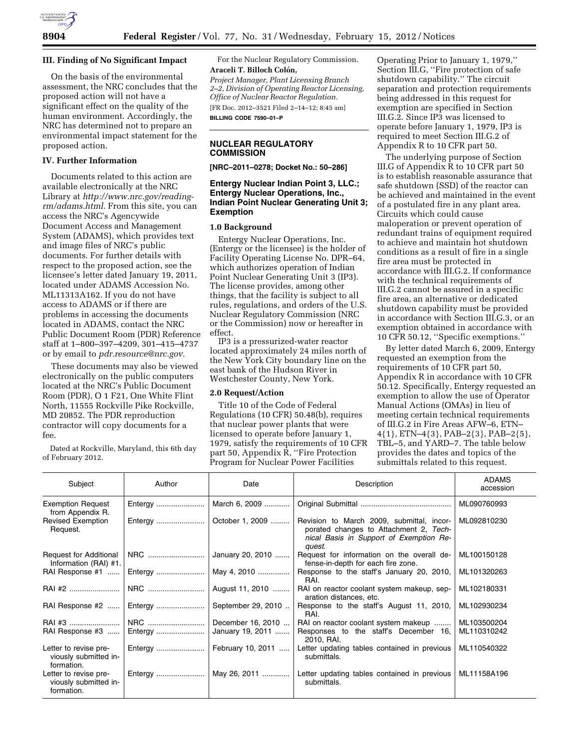### III. Finding of No Significant Impact

On the basis of the environmental assessment, the NRC concludes that the proposed action will not have a significant effect on the quality of the human environment. Accordingly, the NRC has determined not to prepare an environmental impact statement for the proposed action.

### IV. Further Information

Documents related to this action are available electronically at the NRC Library at *http://www.nrc.gov/reading-rm/adams.html*. From this site, you can access the NRC's Agencywide Document Access and Management System (ADAMS), which provides text and image files of NRC's public documents. For further details with respect to the proposed action, see the licensee's letter dated January 19, 2011, located under ADAMS Accession No. ML11313A162. If you do not have access to ADAMS or if there are problems in accessing the documents located in ADAMS, contact the NRC Public Document Room (PDR) Reference staff at 1–800–397–4209, 301–415–4737 or by email to *pdr.resource@nrc.gov*.

These documents may also be viewed electronically on the public computers located at the NRC's Public Document Room (PDR), O 1 F21, One White Flint North, 11555 Rockville Pike Rockville, MD 20852. The PDR reproduction contractor will copy documents for a fee.

Dated at Rockville, Maryland, this 6th day of February 2012.

For the Nuclear Regulatory Commission.

**Araceli T. Billoch Colón,**

*Project Manager, Plant Licensing Branch 2–2, Division of Operating Reactor Licensing, Office of Nuclear Reactor Regulation.*

[FR Doc. 2012–3521 Filed 2–14–12; 8:45 am]

**BILLING CODE 7590–01–P**

## NUCLEAR REGULATORY COMMISSION

**[NRC–2011–0278; Docket No.: 50–286]**

## Entergy Nuclear Indian Point 3, LLC.; Entergy Nuclear Operations, Inc., Indian Point Nuclear Generating Unit 3; Exemption

### 1.0 Background

Entergy Nuclear Operations, Inc. (Entergy or the licensee) is the holder of Facility Operating License No. DPR–64, which authorizes operation of Indian Point Nuclear Generating Unit 3 (IP3). The license provides, among other things, that the facility is subject to all rules, regulations, and orders of the U.S. Nuclear Regulatory Commission (NRC or the Commission) now or hereafter in effect.

IP3 is a pressurized-water reactor located approximately 24 miles north of the New York City boundary line on the east bank of the Hudson River in Westchester County, New York.

### 2.0 Request/Action

Title 10 of the Code of Federal Regulations (10 CFR) 50.48(b), requires that nuclear power plants that were licensed to operate before January 1, 1979, satisfy the requirements of 10 CFR part 50, Appendix R, ''Fire Protection Program for Nuclear Power Facilities Operating Prior to January 1, 1979,'' Section III.G, ''Fire protection of safe shutdown capability.'' The circuit separation and protection requirements being addressed in this request for exemption are specified in Section III.G.2. Since IP3 was licensed to operate before January 1, 1979, IP3 is required to meet Section III.G.2 of Appendix R to 10 CFR part 50.

The underlying purpose of Section III.G of Appendix R to 10 CFR part 50 is to establish reasonable assurance that safe shutdown (SSD) of the reactor can be achieved and maintained in the event of a postulated fire in any plant area. Circuits which could cause maloperation or prevent operation of redundant trains of equipment required to achieve and maintain hot shutdown conditions as a result of fire in a single fire area must be protected in accordance with III.G.2. If conformance with the technical requirements of III.G.2 cannot be assured in a specific fire area, an alternative or dedicated shutdown capability must be provided in accordance with Section III.G.3, or an exemption obtained in accordance with 10 CFR 50.12, ''Specific exemptions.''

By letter dated March 6, 2009, Entergy requested an exemption from the requirements of 10 CFR part 50, Appendix R in accordance with 10 CFR 50.12. Specifically, Entergy requested an exemption to allow the use of Operator Manual Actions (OMAs) in lieu of meeting certain technical requirements of III.G.2 in Fire Areas AFW–6, ETN–4{1}, ETN–4{3}, PAB–2{3}, PAB–2{5}, TBL–5, and YARD–7. The table below provides the dates and topics of the submittals related to this request.

| Subject | Author | Date | Description | ADAMS accession |
|---|---|---|---|---|
| Exemption Request from Appendix R. | Entergy | March 6, 2009 | Original Submittal | ML090760993 |
| Revised Exemption Request. | Entergy | October 1, 2009 | Revision to March 2009, submittal, incorporated changes to Attachment 2, *Technical Basis in Support of Exemption Request*. | ML092810230 |
| Request for Additional Information (RAI) #1. | NRC | January 20, 2010 | Request for information on the overall defense-in-depth for each fire zone. | ML100150128 |
| RAI Response #1 | Entergy | May 4, 2010 | Response to the staff's January 20, 2010, RAI. | ML101320263 |
| RAI #2 | NRC | August 11, 2010 | RAI on reactor coolant system makeup, separation distances, etc. | ML102180331 |
| RAI Response #2 | Entergy | September 29, 2010 | Response to the staff's August 11, 2010, RAI. | ML102930234 |
| RAI #3 | NRC | December 16, 2010 | RAI on reactor coolant system makeup | ML103500204 |
| RAI Response #3 | Entergy | January 19, 2011 | Responses to the staff's December 16, 2010, RAI. | ML110310242 |
| Letter to revise previously submitted information. | Entergy | February 10, 2011 | Letter updating tables contained in previous submittals. | ML110540322 |
| Letter to revise previously submitted information. | Entergy | May 26, 2011 | Letter updating tables contained in previous submittals. | ML11158A196 |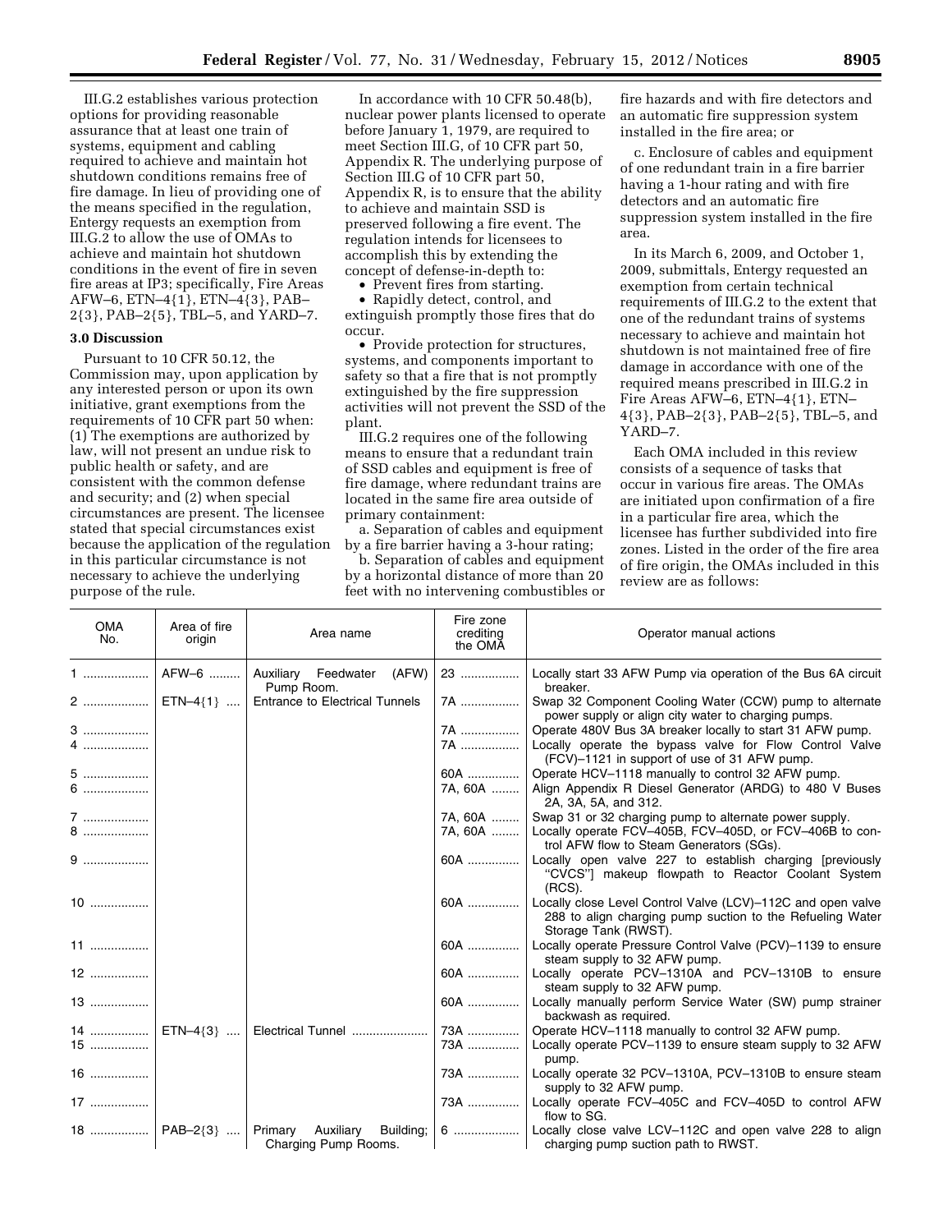III.G.2 establishes various protection options for providing reasonable assurance that at least one train of systems, equipment and cabling required to achieve and maintain hot shutdown conditions remains free of fire damage. In lieu of providing one of the means specified in the regulation, Entergy requests an exemption from III.G.2 to allow the use of OMAs to achieve and maintain hot shutdown conditions in the event of fire in seven fire areas at IP3; specifically, Fire Areas AFW–6, ETN–4{1}, ETN–4{3}, PAB–2{3}, PAB–2{5}, TBL–5, and YARD–7.

### 3.0 Discussion

Pursuant to 10 CFR 50.12, the Commission may, upon application by any interested person or upon its own initiative, grant exemptions from the requirements of 10 CFR part 50 when: (1) The exemptions are authorized by law, will not present an undue risk to public health or safety, and are consistent with the common defense and security; and (2) when special circumstances are present. The licensee stated that special circumstances exist because the application of the regulation in this particular circumstance is not necessary to achieve the underlying purpose of the rule.

In accordance with 10 CFR 50.48(b), nuclear power plants licensed to operate before January 1, 1979, are required to meet Section III.G, of 10 CFR part 50, Appendix R. The underlying purpose of Section III.G of 10 CFR part 50, Appendix R, is to ensure that the ability to achieve and maintain SSD is preserved following a fire event. The regulation intends for licensees to accomplish this by extending the concept of defense-in-depth to:

- Prevent fires from starting.
- Rapidly detect, control, and extinguish promptly those fires that do occur.
- Provide protection for structures, systems, and components important to safety so that a fire that is not promptly extinguished by the fire suppression activities will not prevent the SSD of the plant.

III.G.2 requires one of the following means to ensure that a redundant train of SSD cables and equipment is free of fire damage, where redundant trains are located in the same fire area outside of primary containment:

a. Separation of cables and equipment by a fire barrier having a 3-hour rating;

b. Separation of cables and equipment by a horizontal distance of more than 20 feet with no intervening combustibles or fire hazards and with fire detectors and an automatic fire suppression system installed in the fire area; or

c. Enclosure of cables and equipment of one redundant train in a fire barrier having a 1-hour rating and with fire detectors and an automatic fire suppression system installed in the fire area.

In its March 6, 2009, and October 1, 2009, submittals, Entergy requested an exemption from certain technical requirements of III.G.2 to the extent that one of the redundant trains of systems necessary to achieve and maintain hot shutdown is not maintained free of fire damage in accordance with one of the required means prescribed in III.G.2 in Fire Areas AFW–6, ETN–4{1}, ETN–4{3}, PAB–2{3}, PAB–2{5}, TBL–5, and YARD–7.

Each OMA included in this review consists of a sequence of tasks that occur in various fire areas. The OMAs are initiated upon confirmation of a fire in a particular fire area, which the licensee has further subdivided into fire zones. Listed in the order of the fire area of fire origin, the OMAs included in this review are as follows:

| OMA No. | Area of fire origin | Area name | Fire zone crediting the OMA | Operator manual actions |
|---|---|---|---|---|
| 1 | AFW–6 | Auxiliary Feedwater (AFW) Pump Room. | 23 | Locally start 33 AFW Pump via operation of the Bus 6A circuit breaker. |
| 2 | ETN–4{1} | Entrance to Electrical Tunnels | 7A | Swap 32 Component Cooling Water (CCW) pump to alternate power supply or align city water to charging pumps. |
| 3 | | | 7A | Operate 480V Bus 3A breaker locally to start 31 AFW pump. |
| 4 | | | 7A | Locally operate the bypass valve for Flow Control Valve (FCV)–1121 in support of use of 31 AFW pump. |
| 5 | | | 60A | Operate HCV–1118 manually to control 32 AFW pump. |
| 6 | | | 7A, 60A | Align Appendix R Diesel Generator (ARDG) to 480 V Buses 2A, 3A, 5A, and 312. |
| 7 | | | 7A, 60A | Swap 31 or 32 charging pump to alternate power supply. |
| 8 | | | 7A, 60A | Locally operate FCV–405B, FCV–405D, or FCV–406B to control AFW flow to Steam Generators (SGs). |
| 9 | | | 60A | Locally open valve 227 to establish charging [previously "CVCS"] makeup flowpath to Reactor Coolant System (RCS). |
| 10 | | | 60A | Locally close Level Control Valve (LCV)–112C and open valve 288 to align charging pump suction to the Refueling Water Storage Tank (RWST). |
| 11 | | | 60A | Locally operate Pressure Control Valve (PCV)–1139 to ensure steam supply to 32 AFW pump. |
| 12 | | | 60A | Locally operate PCV–1310A and PCV–1310B to ensure steam supply to 32 AFW pump. |
| 13 | | | 60A | Locally manually perform Service Water (SW) pump strainer backwash as required. |
| 14 | ETN–4{3} | Electrical Tunnel | 73A | Operate HCV–1118 manually to control 32 AFW pump. |
| 15 | | | 73A | Locally operate PCV–1139 to ensure steam supply to 32 AFW pump. |
| 16 | | | 73A | Locally operate 32 PCV–1310A, PCV–1310B to ensure steam supply to 32 AFW pump. |
| 17 | | | 73A | Locally operate FCV–405C and FCV–405D to control AFW flow to SG. |
| 18 | PAB–2{3} | Primary Auxiliary Building; Charging Pump Rooms. | 6 | Locally close valve LCV–112C and open valve 228 to align charging pump suction path to RWST. |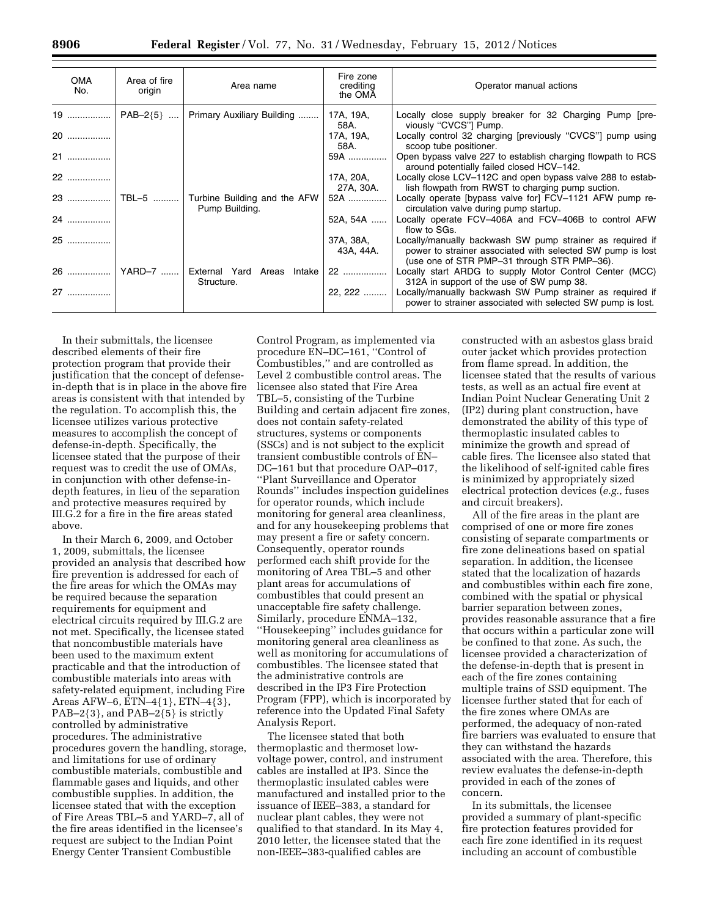| OMA No. | Area of fire origin | Area name | Fire zone crediting the OMA | Operator manual actions |
|---|---|---|---|---|
| 19 | PAB–2{5} | Primary Auxiliary Building | 17A, 19A, 58A. | Locally close supply breaker for 32 Charging Pump [previously "CVCS"] Pump. |
| 20 | | | 17A, 19A, 58A. | Locally control 32 charging [previously "CVCS"] pump using scoop tube positioner. |
| 21 | | | 59A | Open bypass valve 227 to establish charging flowpath to RCS around potentially failed closed HCV–142. |
| 22 | | | 17A, 20A, 27A, 30A. | Locally close LCV–112C and open bypass valve 288 to establish flowpath from RWST to charging pump suction. |
| 23 | TBL–5 | Turbine Building and the AFW Pump Building. | 52A | Locally operate [bypass valve for] FCV–1121 AFW pump recirculation valve during pump startup. |
| 24 | | | 52A, 54A | Locally operate FCV–406A and FCV–406B to control AFW flow to SGs. |
| 25 | | | 37A, 38A, 43A, 44A. | Locally/manually backwash SW pump strainer as required if power to strainer associated with selected SW pump is lost (use one of STR PMP–31 through STR PMP–36). |
| 26 | YARD–7 | External Yard Areas Intake Structure. | 22 | Locally start ARDG to supply Motor Control Center (MCC) 312A in support of the use of SW pump 38. |
| 27 | | | 22, 222 | Locally/manually backwash SW Pump strainer as required if power to strainer associated with selected SW pump is lost. |

In their submittals, the licensee described elements of their fire protection program that provide their justification that the concept of defense-in-depth that is in place in the above fire areas is consistent with that intended by the regulation. To accomplish this, the licensee utilizes various protective measures to accomplish the concept of defense-in-depth. Specifically, the licensee stated that the purpose of their request was to credit the use of OMAs, in conjunction with other defense-in-depth features, in lieu of the separation and protective measures required by III.G.2 for a fire in the fire areas stated above.

In their March 6, 2009, and October 1, 2009, submittals, the licensee provided an analysis that described how fire prevention is addressed for each of the fire areas for which the OMAs may be required because the separation requirements for equipment and electrical circuits required by III.G.2 are not met. Specifically, the licensee stated that noncombustible materials have been used to the maximum extent practicable and that the introduction of combustible materials into areas with safety-related equipment, including Fire Areas AFW–6, ETN–4{1}, ETN–4{3}, PAB–2{3}, and PAB–2{5} is strictly controlled by administrative procedures. The administrative procedures govern the handling, storage, and limitations for use of ordinary combustible materials, combustible and flammable gases and liquids, and other combustible supplies. In addition, the licensee stated that with the exception of Fire Areas TBL–5 and YARD–7, all of the fire areas identified in the licensee's request are subject to the Indian Point Energy Center Transient Combustible Control Program, as implemented via procedure EN–DC–161, "Control of Combustibles," and are controlled as Level 2 combustible control areas. The licensee also stated that Fire Area TBL–5, consisting of the Turbine Building and certain adjacent fire zones, does not contain safety-related structures, systems or components (SSCs) and is not subject to the explicit transient combustible controls of EN–DC–161 but that procedure OAP–017, "Plant Surveillance and Operator Rounds" includes inspection guidelines for operator rounds, which include monitoring for general area cleanliness, and for any housekeeping problems that may present a fire or safety concern. Consequently, operator rounds performed each shift provide for the monitoring of Area TBL–5 and other plant areas for accumulations of combustibles that could present an unacceptable fire safety challenge. Similarly, procedure ENMA–132, "Housekeeping" includes guidance for monitoring general area cleanliness as well as monitoring for accumulations of combustibles. The licensee stated that the administrative controls are described in the IP3 Fire Protection Program (FPP), which is incorporated by reference into the Updated Final Safety Analysis Report.

The licensee stated that both thermoplastic and thermoset low-voltage power, control, and instrument cables are installed at IP3. Since the thermoplastic insulated cables were manufactured and installed prior to the issuance of IEEE–383, a standard for nuclear plant cables, they were not qualified to that standard. In its May 4, 2010 letter, the licensee stated that the non-IEEE–383-qualified cables are constructed with an asbestos glass braid outer jacket which provides protection from flame spread. In addition, the licensee stated that the results of various tests, as well as an actual fire event at Indian Point Nuclear Generating Unit 2 (IP2) during plant construction, have demonstrated the ability of this type of thermoplastic insulated cables to minimize the growth and spread of cable fires. The licensee also stated that the likelihood of self-ignited cable fires is minimized by appropriately sized electrical protection devices (*e.g.,* fuses and circuit breakers).

All of the fire areas in the plant are comprised of one or more fire zones consisting of separate compartments or fire zone delineations based on spatial separation. In addition, the licensee stated that the localization of hazards and combustibles within each fire zone, combined with the spatial or physical barrier separation between zones, provides reasonable assurance that a fire that occurs within a particular zone will be confined to that zone. As such, the licensee provided a characterization of the defense-in-depth that is present in each of the fire zones containing multiple trains of SSD equipment. The licensee further stated that for each of the fire zones where OMAs are performed, the adequacy of non-rated fire barriers was evaluated to ensure that they can withstand the hazards associated with the area. Therefore, this review evaluates the defense-in-depth provided in each of the zones of concern.

In its submittals, the licensee provided a summary of plant-specific fire protection features provided for each fire zone identified in its request including an account of combustible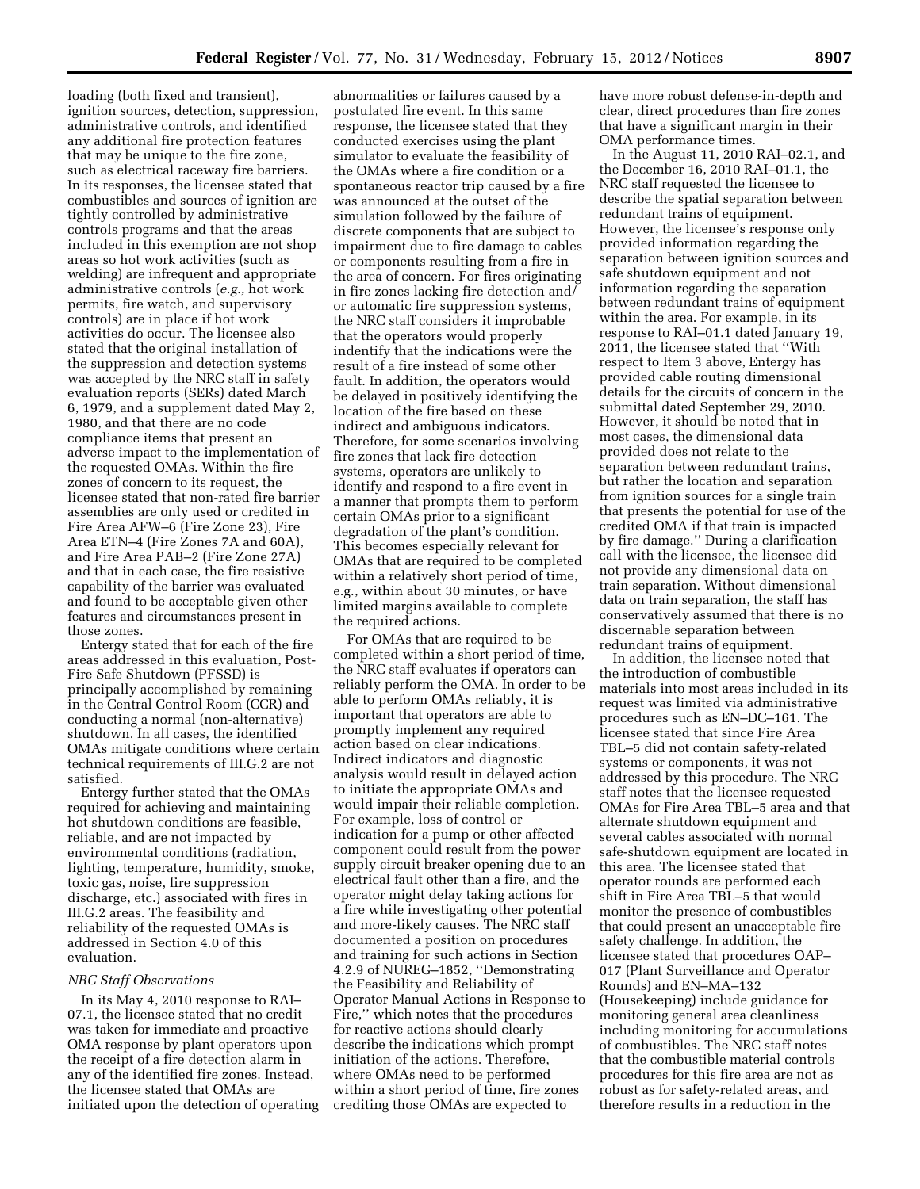loading (both fixed and transient), ignition sources, detection, suppression, administrative controls, and identified any additional fire protection features that may be unique to the fire zone, such as electrical raceway fire barriers. In its responses, the licensee stated that combustibles and sources of ignition are tightly controlled by administrative controls programs and that the areas included in this exemption are not shop areas so hot work activities (such as welding) are infrequent and appropriate administrative controls (*e.g.,* hot work permits, fire watch, and supervisory controls) are in place if hot work activities do occur. The licensee also stated that the original installation of the suppression and detection systems was accepted by the NRC staff in safety evaluation reports (SERs) dated March 6, 1979, and a supplement dated May 2, 1980, and that there are no code compliance items that present an adverse impact to the implementation of the requested OMAs. Within the fire zones of concern to its request, the licensee stated that non-rated fire barrier assemblies are only used or credited in Fire Area AFW–6 (Fire Zone 23), Fire Area ETN–4 (Fire Zones 7A and 60A), and Fire Area PAB–2 (Fire Zone 27A) and that in each case, the fire resistive capability of the barrier was evaluated and found to be acceptable given other features and circumstances present in those zones.

Entergy stated that for each of the fire areas addressed in this evaluation, Post-Fire Safe Shutdown (PFSSD) is principally accomplished by remaining in the Central Control Room (CCR) and conducting a normal (non-alternative) shutdown. In all cases, the identified OMAs mitigate conditions where certain technical requirements of III.G.2 are not satisfied.

Entergy further stated that the OMAs required for achieving and maintaining hot shutdown conditions are feasible, reliable, and are not impacted by environmental conditions (radiation, lighting, temperature, humidity, smoke, toxic gas, noise, fire suppression discharge, etc.) associated with fires in III.G.2 areas. The feasibility and reliability of the requested OMAs is addressed in Section 4.0 of this evaluation.

*NRC Staff Observations*

In its May 4, 2010 response to RAI–07.1, the licensee stated that no credit was taken for immediate and proactive OMA response by plant operators upon the receipt of a fire detection alarm in any of the identified fire zones. Instead, the licensee stated that OMAs are initiated upon the detection of operating abnormalities or failures caused by a postulated fire event. In this same response, the licensee stated that they conducted exercises using the plant simulator to evaluate the feasibility of the OMAs where a fire condition or a spontaneous reactor trip caused by a fire was announced at the outset of the simulation followed by the failure of discrete components that are subject to impairment due to fire damage to cables or components resulting from a fire in the area of concern. For fires originating in fire zones lacking fire detection and/or automatic fire suppression systems, the NRC staff considers it improbable that the operators would properly indentify that the indications were the result of a fire instead of some other fault. In addition, the operators would be delayed in positively identifying the location of the fire based on these indirect and ambiguous indicators. Therefore, for some scenarios involving fire zones that lack fire detection systems, operators are unlikely to identify and respond to a fire event in a manner that prompts them to perform certain OMAs prior to a significant degradation of the plant's condition. This becomes especially relevant for OMAs that are required to be completed within a relatively short period of time, e.g., within about 30 minutes, or have limited margins available to complete the required actions.

For OMAs that are required to be completed within a short period of time, the NRC staff evaluates if operators can reliably perform the OMA. In order to be able to perform OMAs reliably, it is important that operators are able to promptly implement any required action based on clear indications. Indirect indicators and diagnostic analysis would result in delayed action to initiate the appropriate OMAs and would impair their reliable completion. For example, loss of control or indication for a pump or other affected component could result from the power supply circuit breaker opening due to an electrical fault other than a fire, and the operator might delay taking actions for a fire while investigating other potential and more-likely causes. The NRC staff documented a position on procedures and training for such actions in Section 4.2.9 of NUREG–1852, ''Demonstrating the Feasibility and Reliability of Operator Manual Actions in Response to Fire,'' which notes that the procedures for reactive actions should clearly describe the indications which prompt initiation of the actions. Therefore, where OMAs need to be performed within a short period of time, fire zones crediting those OMAs are expected to have more robust defense-in-depth and clear, direct procedures than fire zones that have a significant margin in their OMA performance times.

In the August 11, 2010 RAI–02.1, and the December 16, 2010 RAI–01.1, the NRC staff requested the licensee to describe the spatial separation between redundant trains of equipment. However, the licensee's response only provided information regarding the separation between ignition sources and safe shutdown equipment and not information regarding the separation between redundant trains of equipment within the area. For example, in its response to RAI–01.1 dated January 19, 2011, the licensee stated that ''With respect to Item 3 above, Entergy has provided cable routing dimensional details for the circuits of concern in the submittal dated September 29, 2010. However, it should be noted that in most cases, the dimensional data provided does not relate to the separation between redundant trains, but rather the location and separation from ignition sources for a single train that presents the potential for use of the credited OMA if that train is impacted by fire damage.'' During a clarification call with the licensee, the licensee did not provide any dimensional data on train separation. Without dimensional data on train separation, the staff has conservatively assumed that there is no discernable separation between redundant trains of equipment.

In addition, the licensee noted that the introduction of combustible materials into most areas included in its request was limited via administrative procedures such as EN–DC–161. The licensee stated that since Fire Area TBL–5 did not contain safety-related systems or components, it was not addressed by this procedure. The NRC staff notes that the licensee requested OMAs for Fire Area TBL–5 area and that alternate shutdown equipment and several cables associated with normal safe-shutdown equipment are located in this area. The licensee stated that operator rounds are performed each shift in Fire Area TBL–5 that would monitor the presence of combustibles that could present an unacceptable fire safety challenge. In addition, the licensee stated that procedures OAP–017 (Plant Surveillance and Operator Rounds) and EN–MA–132 (Housekeeping) include guidance for monitoring general area cleanliness including monitoring for accumulations of combustibles. The NRC staff notes that the combustible material controls procedures for this fire area are not as robust as for safety-related areas, and therefore results in a reduction in the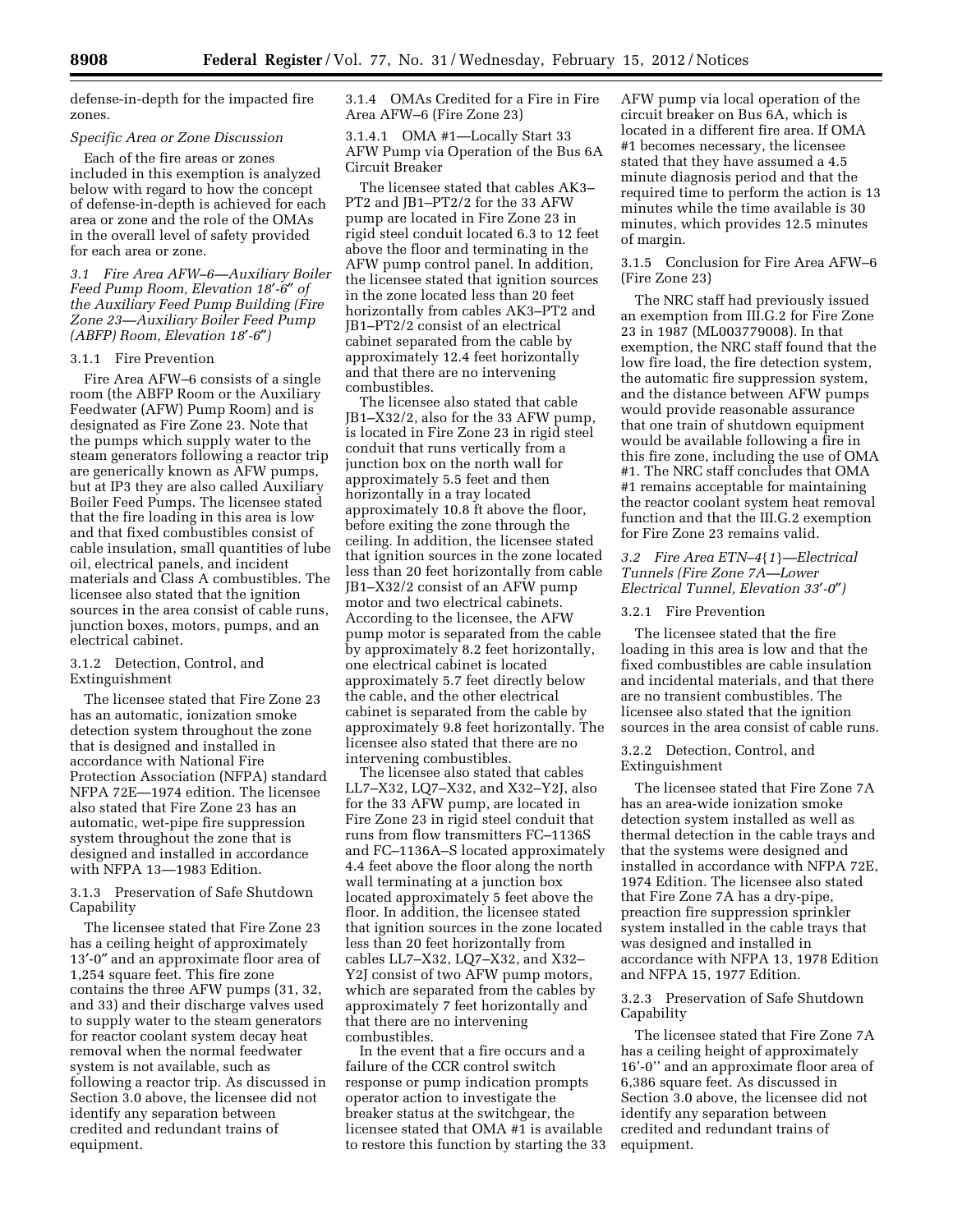defense-in-depth for the impacted fire zones.

*Specific Area or Zone Discussion*

Each of the fire areas or zones included in this exemption is analyzed below with regard to how the concept of defense-in-depth is achieved for each area or zone and the role of the OMAs in the overall level of safety provided for each area or zone.

*3.1 Fire Area AFW–6—Auxiliary Boiler Feed Pump Room, Elevation 18′-6″ of the Auxiliary Feed Pump Building (Fire Zone 23—Auxiliary Boiler Feed Pump (ABFP) Room, Elevation 18′-6″)*

3.1.1 Fire Prevention

Fire Area AFW–6 consists of a single room (the ABFP Room or the Auxiliary Feedwater (AFW) Pump Room) and is designated as Fire Zone 23. Note that the pumps which supply water to the steam generators following a reactor trip are generically known as AFW pumps, but at IP3 they are also called Auxiliary Boiler Feed Pumps. The licensee stated that the fire loading in this area is low and that fixed combustibles consist of cable insulation, small quantities of lube oil, electrical panels, and incident materials and Class A combustibles. The licensee also stated that the ignition sources in the area consist of cable runs, junction boxes, motors, pumps, and an electrical cabinet.

3.1.2 Detection, Control, and Extinguishment

The licensee stated that Fire Zone 23 has an automatic, ionization smoke detection system throughout the zone that is designed and installed in accordance with National Fire Protection Association (NFPA) standard NFPA 72E—1974 edition. The licensee also stated that Fire Zone 23 has an automatic, wet-pipe fire suppression system throughout the zone that is designed and installed in accordance with NFPA 13—1983 Edition.

3.1.3 Preservation of Safe Shutdown Capability

The licensee stated that Fire Zone 23 has a ceiling height of approximately 13′-0″ and an approximate floor area of 1,254 square feet. This fire zone contains the three AFW pumps (31, 32, and 33) and their discharge valves used to supply water to the steam generators for reactor coolant system decay heat removal when the normal feedwater system is not available, such as following a reactor trip. As discussed in Section 3.0 above, the licensee did not identify any separation between credited and redundant trains of equipment.

3.1.4 OMAs Credited for a Fire in Fire Area AFW–6 (Fire Zone 23)

3.1.4.1 OMA #1—Locally Start 33 AFW Pump via Operation of the Bus 6A Circuit Breaker

The licensee stated that cables AK3–PT2 and JB1–PT2/2 for the 33 AFW pump are located in Fire Zone 23 in rigid steel conduit located 6.3 to 12 feet above the floor and terminating in the AFW pump control panel. In addition, the licensee stated that ignition sources in the zone located less than 20 feet horizontally from cables AK3–PT2 and JB1–PT2/2 consist of an electrical cabinet separated from the cable by approximately 12.4 feet horizontally and that there are no intervening combustibles.

The licensee also stated that cable JB1–X32/2, also for the 33 AFW pump, is located in Fire Zone 23 in rigid steel conduit that runs vertically from a junction box on the north wall for approximately 5.5 feet and then horizontally in a tray located approximately 10.8 ft above the floor, before exiting the zone through the ceiling. In addition, the licensee stated that ignition sources in the zone located less than 20 feet horizontally from cable JB1–X32/2 consist of an AFW pump motor and two electrical cabinets. According to the licensee, the AFW pump motor is separated from the cable by approximately 8.2 feet horizontally, one electrical cabinet is located approximately 5.7 feet directly below the cable, and the other electrical cabinet is separated from the cable by approximately 9.8 feet horizontally. The licensee also stated that there are no intervening combustibles.

The licensee also stated that cables LL7–X32, LQ7–X32, and X32–Y2J, also for the 33 AFW pump, are located in Fire Zone 23 in rigid steel conduit that runs from flow transmitters FC–1136S and FC–1136A–S located approximately 4.4 feet above the floor along the north wall terminating at a junction box located approximately 5 feet above the floor. In addition, the licensee stated that ignition sources in the zone located less than 20 feet horizontally from cables LL7–X32, LQ7–X32, and X32–Y2J consist of two AFW pump motors, which are separated from the cables by approximately 7 feet horizontally and that there are no intervening combustibles.

In the event that a fire occurs and a failure of the CCR control switch response or pump indication prompts operator action to investigate the breaker status at the switchgear, the licensee stated that OMA #1 is available to restore this function by starting the 33 AFW pump via local operation of the circuit breaker on Bus 6A, which is located in a different fire area. If OMA #1 becomes necessary, the licensee stated that they have assumed a 4.5 minute diagnosis period and that the required time to perform the action is 13 minutes while the time available is 30 minutes, which provides 12.5 minutes of margin.

3.1.5 Conclusion for Fire Area AFW–6 (Fire Zone 23)

The NRC staff had previously issued an exemption from III.G.2 for Fire Zone 23 in 1987 (ML003779008). In that exemption, the NRC staff found that the low fire load, the fire detection system, the automatic fire suppression system, and the distance between AFW pumps would provide reasonable assurance that one train of shutdown equipment would be available following a fire in this fire zone, including the use of OMA #1. The NRC staff concludes that OMA #1 remains acceptable for maintaining the reactor coolant system heat removal function and that the III.G.2 exemption for Fire Zone 23 remains valid.

*3.2 Fire Area ETN–4{1}—Electrical Tunnels (Fire Zone 7A—Lower Electrical Tunnel, Elevation 33′-0″)*

3.2.1 Fire Prevention

The licensee stated that the fire loading in this area is low and that the fixed combustibles are cable insulation and incidental materials, and that there are no transient combustibles. The licensee also stated that the ignition sources in the area consist of cable runs.

3.2.2 Detection, Control, and Extinguishment

The licensee stated that Fire Zone 7A has an area-wide ionization smoke detection system installed as well as thermal detection in the cable trays and that the systems were designed and installed in accordance with NFPA 72E, 1974 Edition. The licensee also stated that Fire Zone 7A has a dry-pipe, preaction fire suppression sprinkler system installed in the cable trays that was designed and installed in accordance with NFPA 13, 1978 Edition and NFPA 15, 1977 Edition.

3.2.3 Preservation of Safe Shutdown Capability

The licensee stated that Fire Zone 7A has a ceiling height of approximately 16′-0′′ and an approximate floor area of 6,386 square feet. As discussed in Section 3.0 above, the licensee did not identify any separation between credited and redundant trains of equipment.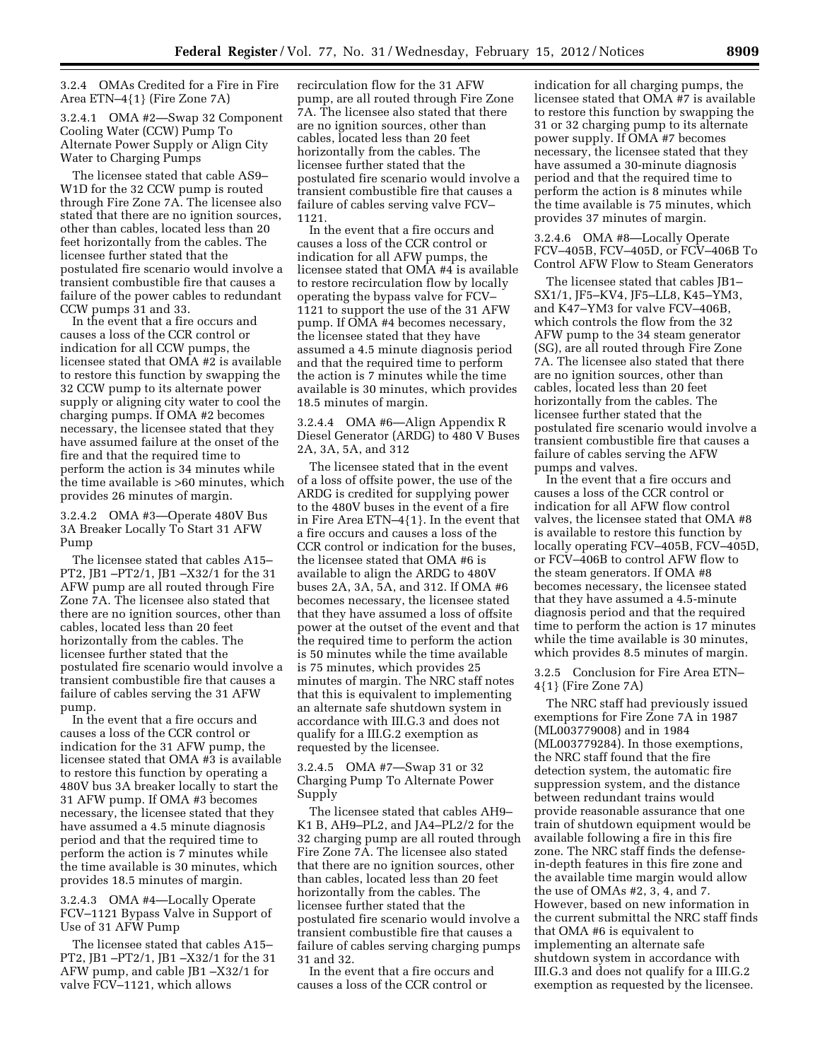#### 3.2.4 OMAs Credited for a Fire in Fire Area ETN–4{1} (Fire Zone 7A)

##### 3.2.4.1 OMA #2—Swap 32 Component Cooling Water (CCW) Pump To Alternate Power Supply or Align City Water to Charging Pumps

The licensee stated that cable AS9–W1D for the 32 CCW pump is routed through Fire Zone 7A. The licensee also stated that there are no ignition sources, other than cables, located less than 20 feet horizontally from the cables. The licensee further stated that the postulated fire scenario would involve a transient combustible fire that causes a failure of the power cables to redundant CCW pumps 31 and 33.

In the event that a fire occurs and causes a loss of the CCR control or indication for all CCW pumps, the licensee stated that OMA #2 is available to restore this function by swapping the 32 CCW pump to its alternate power supply or aligning city water to cool the charging pumps. If OMA #2 becomes necessary, the licensee stated that they have assumed failure at the onset of the fire and that the required time to perform the action is 34 minutes while the time available is >60 minutes, which provides 26 minutes of margin.

##### 3.2.4.2 OMA #3—Operate 480V Bus 3A Breaker Locally To Start 31 AFW Pump

The licensee stated that cables A15–PT2, JB1 –PT2/1, JB1 –X32/1 for the 31 AFW pump are all routed through Fire Zone 7A. The licensee also stated that there are no ignition sources, other than cables, located less than 20 feet horizontally from the cables. The licensee further stated that the postulated fire scenario would involve a transient combustible fire that causes a failure of cables serving the 31 AFW pump.

In the event that a fire occurs and causes a loss of the CCR control or indication for the 31 AFW pump, the licensee stated that OMA #3 is available to restore this function by operating a 480V bus 3A breaker locally to start the 31 AFW pump. If OMA #3 becomes necessary, the licensee stated that they have assumed a 4.5 minute diagnosis period and that the required time to perform the action is 7 minutes while the time available is 30 minutes, which provides 18.5 minutes of margin.

##### 3.2.4.3 OMA #4—Locally Operate FCV–1121 Bypass Valve in Support of Use of 31 AFW Pump

The licensee stated that cables A15–PT2, JB1 –PT2/1, JB1 –X32/1 for the 31 AFW pump, and cable JB1 –X32/1 for valve FCV–1121, which allows recirculation flow for the 31 AFW pump, are all routed through Fire Zone 7A. The licensee also stated that there are no ignition sources, other than cables, located less than 20 feet horizontally from the cables. The licensee further stated that the postulated fire scenario would involve a transient combustible fire that causes a failure of cables serving valve FCV–1121.

In the event that a fire occurs and causes a loss of the CCR control or indication for all AFW pumps, the licensee stated that OMA #4 is available to restore recirculation flow by locally operating the bypass valve for FCV–1121 to support the use of the 31 AFW pump. If OMA #4 becomes necessary, the licensee stated that they have assumed a 4.5 minute diagnosis period and that the required time to perform the action is 7 minutes while the time available is 30 minutes, which provides 18.5 minutes of margin.

##### 3.2.4.4 OMA #6—Align Appendix R Diesel Generator (ARDG) to 480 V Buses 2A, 3A, 5A, and 312

The licensee stated that in the event of a loss of offsite power, the use of the ARDG is credited for supplying power to the 480V buses in the event of a fire in Fire Area ETN–4{1}. In the event that a fire occurs and causes a loss of the CCR control or indication for the buses, the licensee stated that OMA #6 is available to align the ARDG to 480V buses 2A, 3A, 5A, and 312. If OMA #6 becomes necessary, the licensee stated that they have assumed a loss of offsite power at the outset of the event and that the required time to perform the action is 50 minutes while the time available is 75 minutes, which provides 25 minutes of margin. The NRC staff notes that this is equivalent to implementing an alternate safe shutdown system in accordance with III.G.3 and does not qualify for a III.G.2 exemption as requested by the licensee.

##### 3.2.4.5 OMA #7—Swap 31 or 32 Charging Pump To Alternate Power Supply

The licensee stated that cables AH9–K1 B, AH9–PL2, and JA4–PL2/2 for the 32 charging pump are all routed through Fire Zone 7A. The licensee also stated that there are no ignition sources, other than cables, located less than 20 feet horizontally from the cables. The licensee further stated that the postulated fire scenario would involve a transient combustible fire that causes a failure of cables serving charging pumps 31 and 32.

In the event that a fire occurs and causes a loss of the CCR control or indication for all charging pumps, the licensee stated that OMA #7 is available to restore this function by swapping the 31 or 32 charging pump to its alternate power supply. If OMA #7 becomes necessary, the licensee stated that they have assumed a 30-minute diagnosis period and that the required time to perform the action is 8 minutes while the time available is 75 minutes, which provides 37 minutes of margin.

##### 3.2.4.6 OMA #8—Locally Operate FCV–405B, FCV–405D, or FCV–406B To Control AFW Flow to Steam Generators

The licensee stated that cables JB1–SX1/1, JF5–KV4, JF5–LL8, K45–YM3, and K47–YM3 for valve FCV–406B, which controls the flow from the 32 AFW pump to the 34 steam generator (SG), are all routed through Fire Zone 7A. The licensee also stated that there are no ignition sources, other than cables, located less than 20 feet horizontally from the cables. The licensee further stated that the postulated fire scenario would involve a transient combustible fire that causes a failure of cables serving the AFW pumps and valves.

In the event that a fire occurs and causes a loss of the CCR control or indication for all AFW flow control valves, the licensee stated that OMA #8 is available to restore this function by locally operating FCV–405B, FCV–405D, or FCV–406B to control AFW flow to the steam generators. If OMA #8 becomes necessary, the licensee stated that they have assumed a 4.5-minute diagnosis period and that the required time to perform the action is 17 minutes while the time available is 30 minutes, which provides 8.5 minutes of margin.

#### 3.2.5 Conclusion for Fire Area ETN–4{1} (Fire Zone 7A)

The NRC staff had previously issued exemptions for Fire Zone 7A in 1987 (ML003779008) and in 1984 (ML003779284). In those exemptions, the NRC staff found that the fire detection system, the automatic fire suppression system, and the distance between redundant trains would provide reasonable assurance that one train of shutdown equipment would be available following a fire in this fire zone. The NRC staff finds the defense-in-depth features in this fire zone and the available time margin would allow the use of OMAs #2, 3, 4, and 7. However, based on new information in the current submittal the NRC staff finds that OMA #6 is equivalent to implementing an alternate safe shutdown system in accordance with III.G.3 and does not qualify for a III.G.2 exemption as requested by the licensee.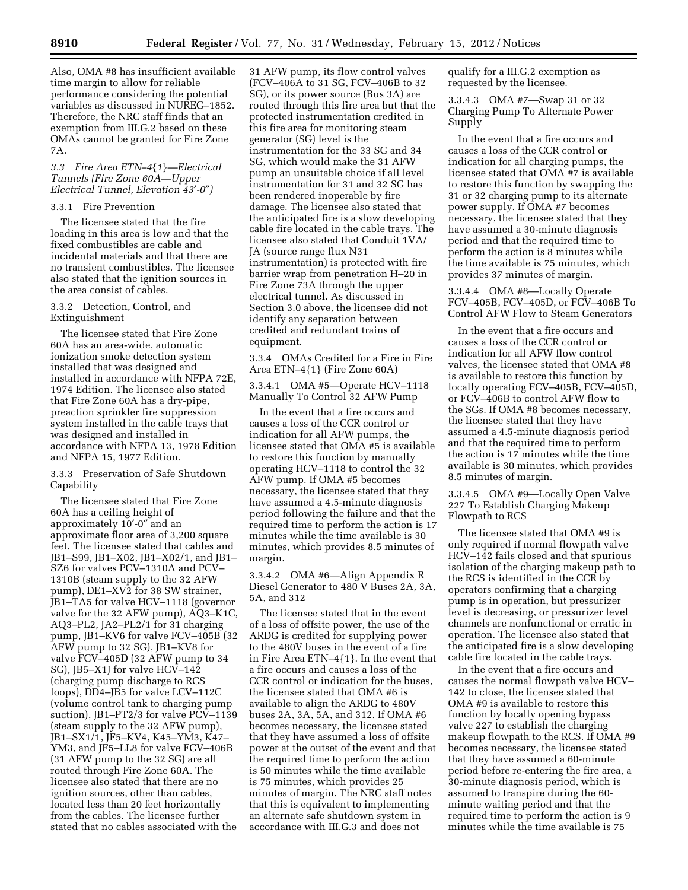Also, OMA #8 has insufficient available time margin to allow for reliable performance considering the potential variables as discussed in NUREG–1852. Therefore, the NRC staff finds that an exemption from III.G.2 based on these OMAs cannot be granted for Fire Zone 7A.

### *3.3 Fire Area ETN–4{1}—Electrical Tunnels (Fire Zone 60A—Upper Electrical Tunnel, Elevation 43′-0″)*

#### 3.3.1 Fire Prevention

The licensee stated that the fire loading in this area is low and that the fixed combustibles are cable and incidental materials and that there are no transient combustibles. The licensee also stated that the ignition sources in the area consist of cables.

#### 3.3.2 Detection, Control, and Extinguishment

The licensee stated that Fire Zone 60A has an area-wide, automatic ionization smoke detection system installed that was designed and installed in accordance with NFPA 72E, 1974 Edition. The licensee also stated that Fire Zone 60A has a dry-pipe, preaction sprinkler fire suppression system installed in the cable trays that was designed and installed in accordance with NFPA 13, 1978 Edition and NFPA 15, 1977 Edition.

#### 3.3.3 Preservation of Safe Shutdown Capability

The licensee stated that Fire Zone 60A has a ceiling height of approximately 10′-0″ and an approximate floor area of 3,200 square feet. The licensee stated that cables and JB1–S99, JB1–X02, JB1–X02/1, and JB1–SZ6 for valves PCV–1310A and PCV–1310B (steam supply to the 32 AFW pump), DE1–XV2 for 38 SW strainer, JB1–TA5 for valve HCV–1118 (governor valve for the 32 AFW pump), AQ3–K1C, AQ3–PL2, JA2–PL2/1 for 31 charging pump, JB1–KV6 for valve FCV–405B (32 AFW pump to 32 SG), JB1–KV8 for valve FCV–405D (32 AFW pump to 34 SG), JB5–X1J for valve HCV–142 (charging pump discharge to RCS loops), DD4–JB5 for valve LCV–112C (volume control tank to charging pump suction), JB1–PT2/3 for valve PCV–1139 (steam supply to the 32 AFW pump), JB1–SX1/1, JF5–KV4, K45–YM3, K47–YM3, and JF5–LL8 for valve FCV–406B (31 AFW pump to the 32 SG) are all routed through Fire Zone 60A. The licensee also stated that there are no ignition sources, other than cables, located less than 20 feet horizontally from the cables. The licensee further stated that no cables associated with the 31 AFW pump, its flow control valves (FCV–406A to 31 SG, FCV–406B to 32 SG), or its power source (Bus 3A) are routed through this fire area but that the protected instrumentation credited in this fire area for monitoring steam generator (SG) level is the instrumentation for the 33 SG and 34 SG, which would make the 31 AFW pump an unsuitable choice if all level instrumentation for 31 and 32 SG has been rendered inoperable by fire damage. The licensee also stated that the anticipated fire is a slow developing cable fire located in the cable trays. The licensee also stated that Conduit 1VA/JA (source range flux N31 instrumentation) is protected with fire barrier wrap from penetration H–20 in Fire Zone 73A through the upper electrical tunnel. As discussed in Section 3.0 above, the licensee did not identify any separation between credited and redundant trains of equipment.

#### 3.3.4 OMAs Credited for a Fire in Fire Area ETN–4{1} (Fire Zone 60A)

##### 3.3.4.1 OMA #5—Operate HCV–1118 Manually To Control 32 AFW Pump

In the event that a fire occurs and causes a loss of the CCR control or indication for all AFW pumps, the licensee stated that OMA #5 is available to restore this function by manually operating HCV–1118 to control the 32 AFW pump. If OMA #5 becomes necessary, the licensee stated that they have assumed a 4.5-minute diagnosis period following the failure and that the required time to perform the action is 17 minutes while the time available is 30 minutes, which provides 8.5 minutes of margin.

##### 3.3.4.2 OMA #6—Align Appendix R Diesel Generator to 480 V Buses 2A, 3A, 5A, and 312

The licensee stated that in the event of a loss of offsite power, the use of the ARDG is credited for supplying power to the 480V buses in the event of a fire in Fire Area ETN–4{1}. In the event that a fire occurs and causes a loss of the CCR control or indication for the buses, the licensee stated that OMA #6 is available to align the ARDG to 480V buses 2A, 3A, 5A, and 312. If OMA #6 becomes necessary, the licensee stated that they have assumed a loss of offsite power at the outset of the event and that the required time to perform the action is 50 minutes while the time available is 75 minutes, which provides 25 minutes of margin. The NRC staff notes that this is equivalent to implementing an alternate safe shutdown system in accordance with III.G.3 and does not qualify for a III.G.2 exemption as requested by the licensee.

##### 3.3.4.3 OMA #7—Swap 31 or 32 Charging Pump To Alternate Power Supply

In the event that a fire occurs and causes a loss of the CCR control or indication for all charging pumps, the licensee stated that OMA #7 is available to restore this function by swapping the 31 or 32 charging pump to its alternate power supply. If OMA #7 becomes necessary, the licensee stated that they have assumed a 30-minute diagnosis period and that the required time to perform the action is 8 minutes while the time available is 75 minutes, which provides 37 minutes of margin.

##### 3.3.4.4 OMA #8—Locally Operate FCV–405B, FCV–405D, or FCV–406B To Control AFW Flow to Steam Generators

In the event that a fire occurs and causes a loss of the CCR control or indication for all AFW flow control valves, the licensee stated that OMA #8 is available to restore this function by locally operating FCV–405B, FCV–405D, or FCV–406B to control AFW flow to the SGs. If OMA #8 becomes necessary, the licensee stated that they have assumed a 4.5-minute diagnosis period and that the required time to perform the action is 17 minutes while the time available is 30 minutes, which provides 8.5 minutes of margin.

##### 3.3.4.5 OMA #9—Locally Open Valve 227 To Establish Charging Makeup Flowpath to RCS

The licensee stated that OMA #9 is only required if normal flowpath valve HCV–142 fails closed and that spurious isolation of the charging makeup path to the RCS is identified in the CCR by operators confirming that a charging pump is in operation, but pressurizer level is decreasing, or pressurizer level channels are nonfunctional or erratic in operation. The licensee also stated that the anticipated fire is a slow developing cable fire located in the cable trays.

In the event that a fire occurs and causes the normal flowpath valve HCV–142 to close, the licensee stated that OMA #9 is available to restore this function by locally opening bypass valve 227 to establish the charging makeup flowpath to the RCS. If OMA #9 becomes necessary, the licensee stated that they have assumed a 60-minute period before re-entering the fire area, a 30-minute diagnosis period, which is assumed to transpire during the 60-minute waiting period and that the required time to perform the action is 9 minutes while the time available is 75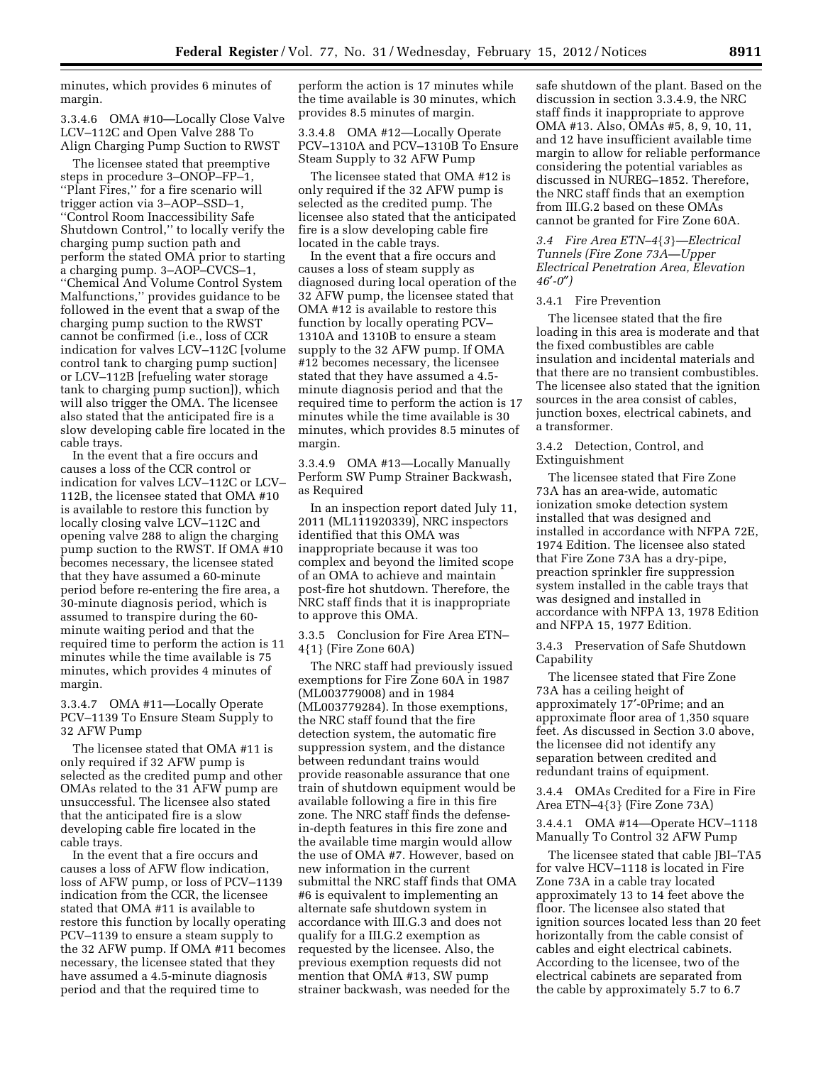minutes, which provides 6 minutes of margin.

3.3.4.6 OMA #10—Locally Close Valve LCV–112C and Open Valve 288 To Align Charging Pump Suction to RWST

The licensee stated that preemptive steps in procedure 3–ONOP–FP–1, ''Plant Fires,'' for a fire scenario will trigger action via 3–AOP–SSD–1, ''Control Room Inaccessibility Safe Shutdown Control,'' to locally verify the charging pump suction path and perform the stated OMA prior to starting a charging pump. 3–AOP–CVCS–1, ''Chemical And Volume Control System Malfunctions,'' provides guidance to be followed in the event that a swap of the charging pump suction to the RWST cannot be confirmed (i.e., loss of CCR indication for valves LCV–112C [volume control tank to charging pump suction] or LCV–112B [refueling water storage tank to charging pump suction]), which will also trigger the OMA. The licensee also stated that the anticipated fire is a slow developing cable fire located in the cable trays.

In the event that a fire occurs and causes a loss of the CCR control or indication for valves LCV–112C or LCV–112B, the licensee stated that OMA #10 is available to restore this function by locally closing valve LCV–112C and opening valve 288 to align the charging pump suction to the RWST. If OMA #10 becomes necessary, the licensee stated that they have assumed a 60-minute period before re-entering the fire area, a 30-minute diagnosis period, which is assumed to transpire during the 60-minute waiting period and that the required time to perform the action is 11 minutes while the time available is 75 minutes, which provides 4 minutes of margin.

3.3.4.7 OMA #11—Locally Operate PCV–1139 To Ensure Steam Supply to 32 AFW Pump

The licensee stated that OMA #11 is only required if 32 AFW pump is selected as the credited pump and other OMAs related to the 31 AFW pump are unsuccessful. The licensee also stated that the anticipated fire is a slow developing cable fire located in the cable trays.

In the event that a fire occurs and causes a loss of AFW flow indication, loss of AFW pump, or loss of PCV–1139 indication from the CCR, the licensee stated that OMA #11 is available to restore this function by locally operating PCV–1139 to ensure a steam supply to the 32 AFW pump. If OMA #11 becomes necessary, the licensee stated that they have assumed a 4.5-minute diagnosis period and that the required time to perform the action is 17 minutes while the time available is 30 minutes, which provides 8.5 minutes of margin.

3.3.4.8 OMA #12—Locally Operate PCV–1310A and PCV–1310B To Ensure Steam Supply to 32 AFW Pump

The licensee stated that OMA #12 is only required if the 32 AFW pump is selected as the credited pump. The licensee also stated that the anticipated fire is a slow developing cable fire located in the cable trays.

In the event that a fire occurs and causes a loss of steam supply as diagnosed during local operation of the 32 AFW pump, the licensee stated that OMA #12 is available to restore this function by locally operating PCV–1310A and 1310B to ensure a steam supply to the 32 AFW pump. If OMA #12 becomes necessary, the licensee stated that they have assumed a 4.5-minute diagnosis period and that the required time to perform the action is 17 minutes while the time available is 30 minutes, which provides 8.5 minutes of margin.

3.3.4.9 OMA #13—Locally Manually Perform SW Pump Strainer Backwash, as Required

In an inspection report dated July 11, 2011 (ML111920339), NRC inspectors identified that this OMA was inappropriate because it was too complex and beyond the limited scope of an OMA to achieve and maintain post-fire hot shutdown. Therefore, the NRC staff finds that it is inappropriate to approve this OMA.

3.3.5 Conclusion for Fire Area ETN–4{1} (Fire Zone 60A)

The NRC staff had previously issued exemptions for Fire Zone 60A in 1987 (ML003779008) and in 1984 (ML003779284). In those exemptions, the NRC staff found that the fire detection system, the automatic fire suppression system, and the distance between redundant trains would provide reasonable assurance that one train of shutdown equipment would be available following a fire in this fire zone. The NRC staff finds the defense-in-depth features in this fire zone and the available time margin would allow the use of OMA #7. However, based on new information in the current submittal the NRC staff finds that OMA #6 is equivalent to implementing an alternate safe shutdown system in accordance with III.G.3 and does not qualify for a III.G.2 exemption as requested by the licensee. Also, the previous exemption requests did not mention that OMA #13, SW pump strainer backwash, was needed for the safe shutdown of the plant. Based on the discussion in section 3.3.4.9, the NRC staff finds it inappropriate to approve OMA #13. Also, OMAs #5, 8, 9, 10, 11, and 12 have insufficient available time margin to allow for reliable performance considering the potential variables as discussed in NUREG–1852. Therefore, the NRC staff finds that an exemption from III.G.2 based on these OMAs cannot be granted for Fire Zone 60A.

*3.4 Fire Area ETN–4{3}—Electrical Tunnels (Fire Zone 73A—Upper Electrical Penetration Area, Elevation 46′-0″)*

3.4.1 Fire Prevention

The licensee stated that the fire loading in this area is moderate and that the fixed combustibles are cable insulation and incidental materials and that there are no transient combustibles. The licensee also stated that the ignition sources in the area consist of cables, junction boxes, electrical cabinets, and a transformer.

3.4.2 Detection, Control, and Extinguishment

The licensee stated that Fire Zone 73A has an area-wide, automatic ionization smoke detection system installed that was designed and installed in accordance with NFPA 72E, 1974 Edition. The licensee also stated that Fire Zone 73A has a dry-pipe, preaction sprinkler fire suppression system installed in the cable trays that was designed and installed in accordance with NFPA 13, 1978 Edition and NFPA 15, 1977 Edition.

3.4.3 Preservation of Safe Shutdown Capability

The licensee stated that Fire Zone 73A has a ceiling height of approximately 17′-0Prime; and an approximate floor area of 1,350 square feet. As discussed in Section 3.0 above, the licensee did not identify any separation between credited and redundant trains of equipment.

3.4.4 OMAs Credited for a Fire in Fire Area ETN–4{3} (Fire Zone 73A)

3.4.4.1 OMA #14—Operate HCV–1118 Manually To Control 32 AFW Pump

The licensee stated that cable JBI–TA5 for valve HCV–1118 is located in Fire Zone 73A in a cable tray located approximately 13 to 14 feet above the floor. The licensee also stated that ignition sources located less than 20 feet horizontally from the cable consist of cables and eight electrical cabinets. According to the licensee, two of the electrical cabinets are separated from the cable by approximately 5.7 to 6.7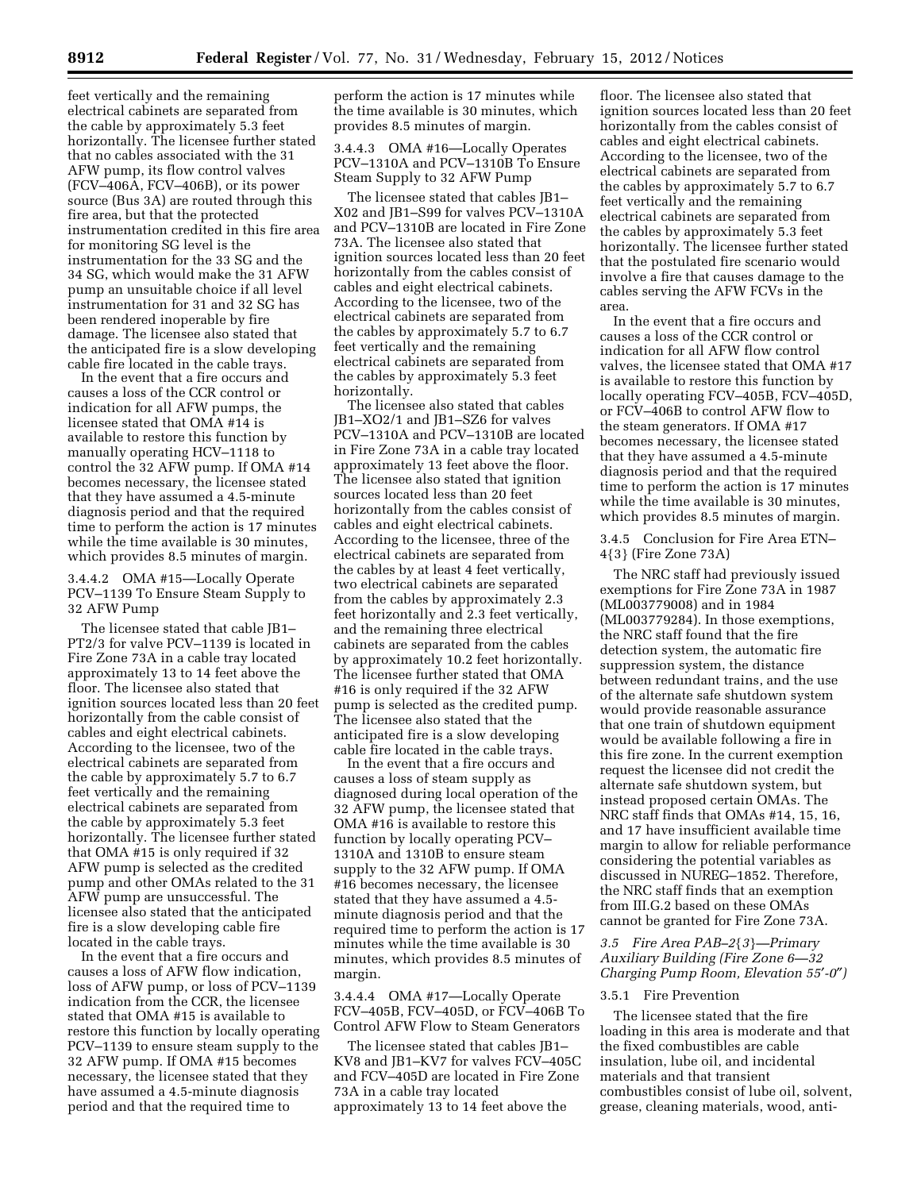feet vertically and the remaining electrical cabinets are separated from the cable by approximately 5.3 feet horizontally. The licensee further stated that no cables associated with the 31 AFW pump, its flow control valves (FCV–406A, FCV–406B), or its power source (Bus 3A) are routed through this fire area, but that the protected instrumentation credited in this fire area for monitoring SG level is the instrumentation for the 33 SG and the 34 SG, which would make the 31 AFW pump an unsuitable choice if all level instrumentation for 31 and 32 SG has been rendered inoperable by fire damage. The licensee also stated that the anticipated fire is a slow developing cable fire located in the cable trays.

In the event that a fire occurs and causes a loss of the CCR control or indication for all AFW pumps, the licensee stated that OMA #14 is available to restore this function by manually operating HCV–1118 to control the 32 AFW pump. If OMA #14 becomes necessary, the licensee stated that they have assumed a 4.5-minute diagnosis period and that the required time to perform the action is 17 minutes while the time available is 30 minutes, which provides 8.5 minutes of margin.

3.4.4.2 OMA #15—Locally Operate PCV–1139 To Ensure Steam Supply to 32 AFW Pump

The licensee stated that cable JB1–PT2/3 for valve PCV–1139 is located in Fire Zone 73A in a cable tray located approximately 13 to 14 feet above the floor. The licensee also stated that ignition sources located less than 20 feet horizontally from the cable consist of cables and eight electrical cabinets. According to the licensee, two of the electrical cabinets are separated from the cable by approximately 5.7 to 6.7 feet vertically and the remaining electrical cabinets are separated from the cable by approximately 5.3 feet horizontally. The licensee further stated that OMA #15 is only required if 32 AFW pump is selected as the credited pump and other OMAs related to the 31 AFW pump are unsuccessful. The licensee also stated that the anticipated fire is a slow developing cable fire located in the cable trays.

In the event that a fire occurs and causes a loss of AFW flow indication, loss of AFW pump, or loss of PCV–1139 indication from the CCR, the licensee stated that OMA #15 is available to restore this function by locally operating PCV–1139 to ensure steam supply to the 32 AFW pump. If OMA #15 becomes necessary, the licensee stated that they have assumed a 4.5-minute diagnosis period and that the required time to perform the action is 17 minutes while the time available is 30 minutes, which provides 8.5 minutes of margin.

3.4.4.3 OMA #16—Locally Operates PCV–1310A and PCV–1310B To Ensure Steam Supply to 32 AFW Pump

The licensee stated that cables JB1–X02 and JB1–S99 for valves PCV–1310A and PCV–1310B are located in Fire Zone 73A. The licensee also stated that ignition sources located less than 20 feet horizontally from the cables consist of cables and eight electrical cabinets. According to the licensee, two of the electrical cabinets are separated from the cables by approximately 5.7 to 6.7 feet vertically and the remaining electrical cabinets are separated from the cables by approximately 5.3 feet horizontally.

The licensee also stated that cables JB1–XO2/1 and JB1–SZ6 for valves PCV–1310A and PCV–1310B are located in Fire Zone 73A in a cable tray located approximately 13 feet above the floor. The licensee also stated that ignition sources located less than 20 feet horizontally from the cables consist of cables and eight electrical cabinets. According to the licensee, three of the electrical cabinets are separated from the cables by at least 4 feet vertically, two electrical cabinets are separated from the cables by approximately 2.3 feet horizontally and 2.3 feet vertically, and the remaining three electrical cabinets are separated from the cables by approximately 10.2 feet horizontally. The licensee further stated that OMA #16 is only required if the 32 AFW pump is selected as the credited pump. The licensee also stated that the anticipated fire is a slow developing cable fire located in the cable trays.

In the event that a fire occurs and causes a loss of steam supply as diagnosed during local operation of the 32 AFW pump, the licensee stated that OMA #16 is available to restore this function by locally operating PCV–1310A and 1310B to ensure steam supply to the 32 AFW pump. If OMA #16 becomes necessary, the licensee stated that they have assumed a 4.5-minute diagnosis period and that the required time to perform the action is 17 minutes while the time available is 30 minutes, which provides 8.5 minutes of margin.

3.4.4.4 OMA #17—Locally Operate FCV–405B, FCV–405D, or FCV–406B To Control AFW Flow to Steam Generators

The licensee stated that cables JB1–KV8 and JB1–KV7 for valves FCV–405C and FCV–405D are located in Fire Zone 73A in a cable tray located approximately 13 to 14 feet above the floor. The licensee also stated that ignition sources located less than 20 feet horizontally from the cables consist of cables and eight electrical cabinets. According to the licensee, two of the electrical cabinets are separated from the cables by approximately 5.7 to 6.7 feet vertically and the remaining electrical cabinets are separated from the cables by approximately 5.3 feet horizontally. The licensee further stated that the postulated fire scenario would involve a fire that causes damage to the cables serving the AFW FCVs in the area.

In the event that a fire occurs and causes a loss of the CCR control or indication for all AFW flow control valves, the licensee stated that OMA #17 is available to restore this function by locally operating FCV–405B, FCV–405D, or FCV–406B to control AFW flow to the steam generators. If OMA #17 becomes necessary, the licensee stated that they have assumed a 4.5-minute diagnosis period and that the required time to perform the action is 17 minutes while the time available is 30 minutes, which provides 8.5 minutes of margin.

3.4.5 Conclusion for Fire Area ETN–4{3} (Fire Zone 73A)

The NRC staff had previously issued exemptions for Fire Zone 73A in 1987 (ML003779008) and in 1984 (ML003779284). In those exemptions, the NRC staff found that the fire detection system, the automatic fire suppression system, the distance between redundant trains, and the use of the alternate safe shutdown system would provide reasonable assurance that one train of shutdown equipment would be available following a fire in this fire zone. In the current exemption request the licensee did not credit the alternate safe shutdown system, but instead proposed certain OMAs. The NRC staff finds that OMAs #14, 15, 16, and 17 have insufficient available time margin to allow for reliable performance considering the potential variables as discussed in NUREG–1852. Therefore, the NRC staff finds that an exemption from III.G.2 based on these OMAs cannot be granted for Fire Zone 73A.

*3.5 Fire Area PAB–2{3}—Primary Auxiliary Building (Fire Zone 6—32 Charging Pump Room, Elevation 55′-0″)*

3.5.1 Fire Prevention

The licensee stated that the fire loading in this area is moderate and that the fixed combustibles are cable insulation, lube oil, and incidental materials and that transient combustibles consist of lube oil, solvent, grease, cleaning materials, wood, anti-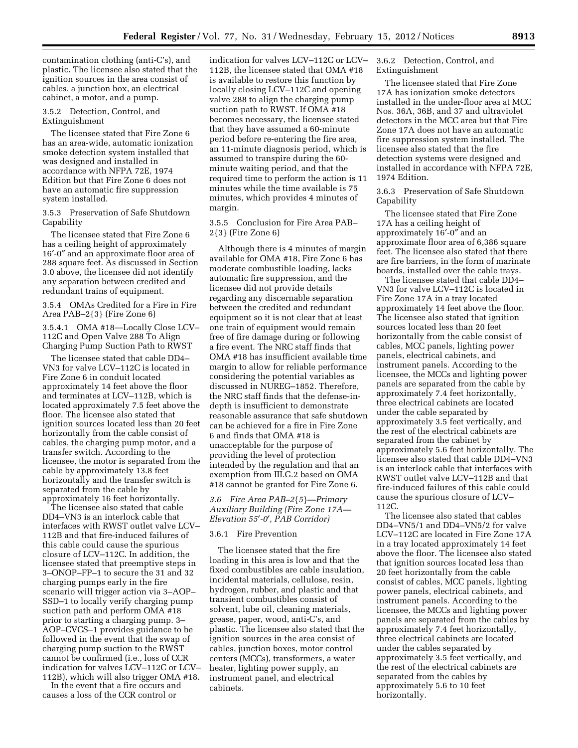contamination clothing (anti-C's), and plastic. The licensee also stated that the ignition sources in the area consist of cables, a junction box, an electrical cabinet, a motor, and a pump.

3.5.2 Detection, Control, and Extinguishment

The licensee stated that Fire Zone 6 has an area-wide, automatic ionization smoke detection system installed that was designed and installed in accordance with NFPA 72E, 1974 Edition but that Fire Zone 6 does not have an automatic fire suppression system installed.

3.5.3 Preservation of Safe Shutdown Capability

The licensee stated that Fire Zone 6 has a ceiling height of approximately 16′-0″ and an approximate floor area of 288 square feet. As discussed in Section 3.0 above, the licensee did not identify any separation between credited and redundant trains of equipment.

3.5.4 OMAs Credited for a Fire in Fire Area PAB–2{3} (Fire Zone 6)

3.5.4.1 OMA #18—Locally Close LCV–112C and Open Valve 288 To Align Charging Pump Suction Path to RWST

The licensee stated that cable DD4–VN3 for valve LCV–112C is located in Fire Zone 6 in conduit located approximately 14 feet above the floor and terminates at LCV–112B, which is located approximately 7.5 feet above the floor. The licensee also stated that ignition sources located less than 20 feet horizontally from the cable consist of cables, the charging pump motor, and a transfer switch. According to the licensee, the motor is separated from the cable by approximately 13.8 feet horizontally and the transfer switch is separated from the cable by approximately 16 feet horizontally.

The licensee also stated that cable DD4–VN3 is an interlock cable that interfaces with RWST outlet valve LCV–112B and that fire-induced failures of this cable could cause the spurious closure of LCV–112C. In addition, the licensee stated that preemptive steps in 3–ONOP–FP–1 to secure the 31 and 32 charging pumps early in the fire scenario will trigger action via 3–AOP–SSD–1 to locally verify charging pump suction path and perform OMA #18 prior to starting a charging pump. 3–AOP–CVCS–1 provides guidance to be followed in the event that the swap of charging pump suction to the RWST cannot be confirmed (i.e., loss of CCR indication for valves LCV–112C or LCV–112B), which will also trigger OMA #18.

In the event that a fire occurs and causes a loss of the CCR control or indication for valves LCV–112C or LCV–112B, the licensee stated that OMA #18 is available to restore this function by locally closing LCV–112C and opening valve 288 to align the charging pump suction path to RWST. If OMA #18 becomes necessary, the licensee stated that they have assumed a 60-minute period before re-entering the fire area, an 11-minute diagnosis period, which is assumed to transpire during the 60-minute waiting period, and that the required time to perform the action is 11 minutes while the time available is 75 minutes, which provides 4 minutes of margin.

3.5.5 Conclusion for Fire Area PAB–2{3} (Fire Zone 6)

Although there is 4 minutes of margin available for OMA #18, Fire Zone 6 has moderate combustible loading, lacks automatic fire suppression, and the licensee did not provide details regarding any discernable separation between the credited and redundant equipment so it is not clear that at least one train of equipment would remain free of fire damage during or following a fire event. The NRC staff finds that OMA #18 has insufficient available time margin to allow for reliable performance considering the potential variables as discussed in NUREG–1852. Therefore, the NRC staff finds that the defense-in-depth is insufficient to demonstrate reasonable assurance that safe shutdown can be achieved for a fire in Fire Zone 6 and finds that OMA #18 is unacceptable for the purpose of providing the level of protection intended by the regulation and that an exemption from III.G.2 based on OMA #18 cannot be granted for Fire Zone 6.

*3.6 Fire Area PAB–2{5}—Primary Auxiliary Building (Fire Zone 17A—Elevation 55′-0′, PAB Corridor)*

3.6.1 Fire Prevention

The licensee stated that the fire loading in this area is low and that the fixed combustibles are cable insulation, incidental materials, cellulose, resin, hydrogen, rubber, and plastic and that transient combustibles consist of solvent, lube oil, cleaning materials, grease, paper, wood, anti-C's, and plastic. The licensee also stated that the ignition sources in the area consist of cables, junction boxes, motor control centers (MCCs), transformers, a water heater, lighting power supply, an instrument panel, and electrical cabinets.

3.6.2 Detection, Control, and Extinguishment

The licensee stated that Fire Zone 17A has ionization smoke detectors installed in the under-floor area at MCC Nos. 36A, 36B, and 37 and ultraviolet detectors in the MCC area but that Fire Zone 17A does not have an automatic fire suppression system installed. The licensee also stated that the fire detection systems were designed and installed in accordance with NFPA 72E, 1974 Edition.

3.6.3 Preservation of Safe Shutdown Capability

The licensee stated that Fire Zone 17A has a ceiling height of approximately 16′-0″ and an approximate floor area of 6,386 square feet. The licensee also stated that there are fire barriers, in the form of marinate boards, installed over the cable trays.

The licensee stated that cable DD4–VN3 for valve LCV–112C is located in Fire Zone 17A in a tray located approximately 14 feet above the floor. The licensee also stated that ignition sources located less than 20 feet horizontally from the cable consist of cables, MCC panels, lighting power panels, electrical cabinets, and instrument panels. According to the licensee, the MCCs and lighting power panels are separated from the cable by approximately 7.4 feet horizontally, three electrical cabinets are located under the cable separated by approximately 3.5 feet vertically, and the rest of the electrical cabinets are separated from the cabinet by approximately 5.6 feet horizontally. The licensee also stated that cable DD4–VN3 is an interlock cable that interfaces with RWST outlet valve LCV–112B and that fire-induced failures of this cable could cause the spurious closure of LCV–112C.

The licensee also stated that cables DD4–VN5/1 and DD4–VN5/2 for valve LCV–112C are located in Fire Zone 17A in a tray located approximately 14 feet above the floor. The licensee also stated that ignition sources located less than 20 feet horizontally from the cable consist of cables, MCC panels, lighting power panels, electrical cabinets, and instrument panels. According to the licensee, the MCCs and lighting power panels are separated from the cables by approximately 7.4 feet horizontally, three electrical cabinets are located under the cables separated by approximately 3.5 feet vertically, and the rest of the electrical cabinets are separated from the cables by approximately 5.6 to 10 feet horizontally.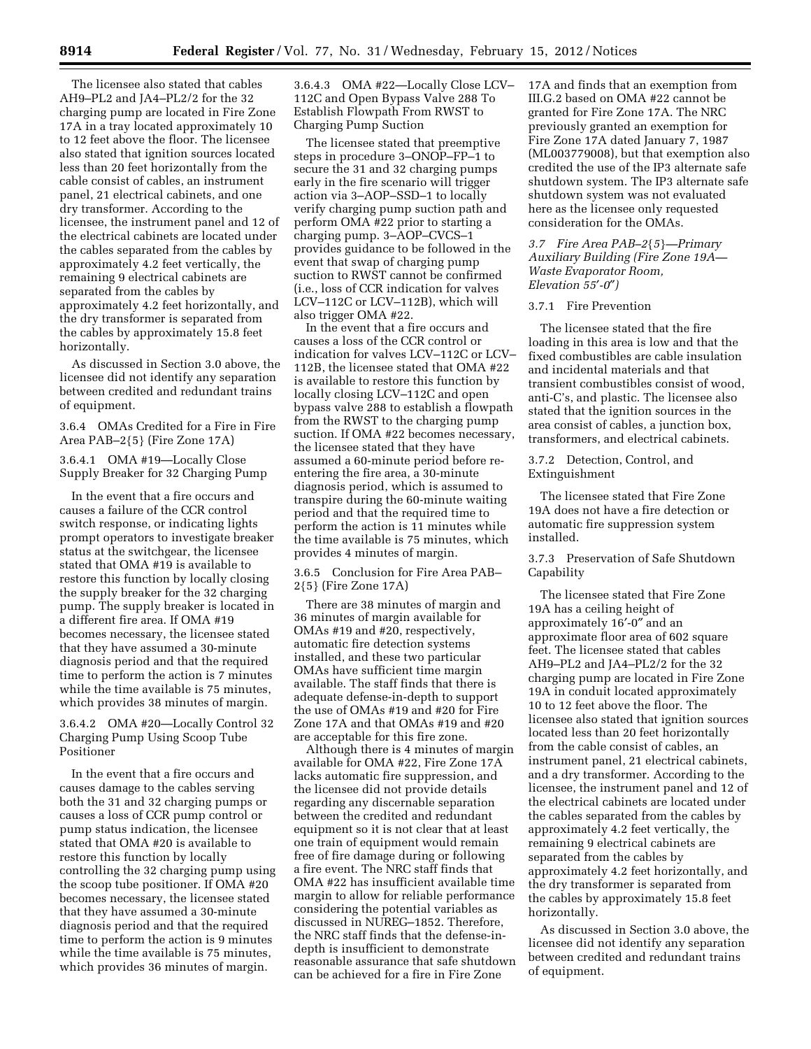The licensee also stated that cables AH9–PL2 and JA4–PL2/2 for the 32 charging pump are located in Fire Zone 17A in a tray located approximately 10 to 12 feet above the floor. The licensee also stated that ignition sources located less than 20 feet horizontally from the cable consist of cables, an instrument panel, 21 electrical cabinets, and one dry transformer. According to the licensee, the instrument panel and 12 of the electrical cabinets are located under the cables separated from the cables by approximately 4.2 feet vertically, the remaining 9 electrical cabinets are separated from the cables by approximately 4.2 feet horizontally, and the dry transformer is separated from the cables by approximately 15.8 feet horizontally.

As discussed in Section 3.0 above, the licensee did not identify any separation between credited and redundant trains of equipment.

3.6.4 OMAs Credited for a Fire in Fire Area PAB–2{5} (Fire Zone 17A)

3.6.4.1 OMA #19—Locally Close Supply Breaker for 32 Charging Pump

In the event that a fire occurs and causes a failure of the CCR control switch response, or indicating lights prompt operators to investigate breaker status at the switchgear, the licensee stated that OMA #19 is available to restore this function by locally closing the supply breaker for the 32 charging pump. The supply breaker is located in a different fire area. If OMA #19 becomes necessary, the licensee stated that they have assumed a 30-minute diagnosis period and that the required time to perform the action is 7 minutes while the time available is 75 minutes, which provides 38 minutes of margin.

3.6.4.2 OMA #20—Locally Control 32 Charging Pump Using Scoop Tube Positioner

In the event that a fire occurs and causes damage to the cables serving both the 31 and 32 charging pumps or causes a loss of CCR pump control or pump status indication, the licensee stated that OMA #20 is available to restore this function by locally controlling the 32 charging pump using the scoop tube positioner. If OMA #20 becomes necessary, the licensee stated that they have assumed a 30-minute diagnosis period and that the required time to perform the action is 9 minutes while the time available is 75 minutes, which provides 36 minutes of margin.

3.6.4.3 OMA #22—Locally Close LCV–112C and Open Bypass Valve 288 To Establish Flowpath From RWST to Charging Pump Suction

The licensee stated that preemptive steps in procedure 3–ONOP–FP–1 to secure the 31 and 32 charging pumps early in the fire scenario will trigger action via 3–AOP–SSD–1 to locally verify charging pump suction path and perform OMA #22 prior to starting a charging pump. 3–AOP–CVCS–1 provides guidance to be followed in the event that swap of charging pump suction to RWST cannot be confirmed (i.e., loss of CCR indication for valves LCV–112C or LCV–112B), which will also trigger OMA #22.

In the event that a fire occurs and causes a loss of the CCR control or indication for valves LCV–112C or LCV–112B, the licensee stated that OMA #22 is available to restore this function by locally closing LCV–112C and open bypass valve 288 to establish a flowpath from the RWST to the charging pump suction. If OMA #22 becomes necessary, the licensee stated that they have assumed a 60-minute period before re-entering the fire area, a 30-minute diagnosis period, which is assumed to transpire during the 60-minute waiting period and that the required time to perform the action is 11 minutes while the time available is 75 minutes, which provides 4 minutes of margin.

3.6.5 Conclusion for Fire Area PAB–2{5} (Fire Zone 17A)

There are 38 minutes of margin and 36 minutes of margin available for OMAs #19 and #20, respectively, automatic fire detection systems installed, and these two particular OMAs have sufficient time margin available. The staff finds that there is adequate defense-in-depth to support the use of OMAs #19 and #20 for Fire Zone 17A and that OMAs #19 and #20 are acceptable for this fire zone.

Although there is 4 minutes of margin available for OMA #22, Fire Zone 17A lacks automatic fire suppression, and the licensee did not provide details regarding any discernable separation between the credited and redundant equipment so it is not clear that at least one train of equipment would remain free of fire damage during or following a fire event. The NRC staff finds that OMA #22 has insufficient available time margin to allow for reliable performance considering the potential variables as discussed in NUREG–1852. Therefore, the NRC staff finds that the defense-in-depth is insufficient to demonstrate reasonable assurance that safe shutdown can be achieved for a fire in Fire Zone 17A and finds that an exemption from III.G.2 based on OMA #22 cannot be granted for Fire Zone 17A. The NRC previously granted an exemption for Fire Zone 17A dated January 7, 1987 (ML003779008), but that exemption also credited the use of the IP3 alternate safe shutdown system. The IP3 alternate safe shutdown system was not evaluated here as the licensee only requested consideration for the OMAs.

*3.7 Fire Area PAB–2{5}—Primary Auxiliary Building (Fire Zone 19A—Waste Evaporator Room, Elevation 55′-0″)*

3.7.1 Fire Prevention

The licensee stated that the fire loading in this area is low and that the fixed combustibles are cable insulation and incidental materials and that transient combustibles consist of wood, anti-C's, and plastic. The licensee also stated that the ignition sources in the area consist of cables, a junction box, transformers, and electrical cabinets.

3.7.2 Detection, Control, and Extinguishment

The licensee stated that Fire Zone 19A does not have a fire detection or automatic fire suppression system installed.

3.7.3 Preservation of Safe Shutdown Capability

The licensee stated that Fire Zone 19A has a ceiling height of approximately 16′-0″ and an approximate floor area of 602 square feet. The licensee stated that cables AH9–PL2 and JA4–PL2/2 for the 32 charging pump are located in Fire Zone 19A in conduit located approximately 10 to 12 feet above the floor. The licensee also stated that ignition sources located less than 20 feet horizontally from the cable consist of cables, an instrument panel, 21 electrical cabinets, and a dry transformer. According to the licensee, the instrument panel and 12 of the electrical cabinets are located under the cables separated from the cables by approximately 4.2 feet vertically, the remaining 9 electrical cabinets are separated from the cables by approximately 4.2 feet horizontally, and the dry transformer is separated from the cables by approximately 15.8 feet horizontally.

As discussed in Section 3.0 above, the licensee did not identify any separation between credited and redundant trains of equipment.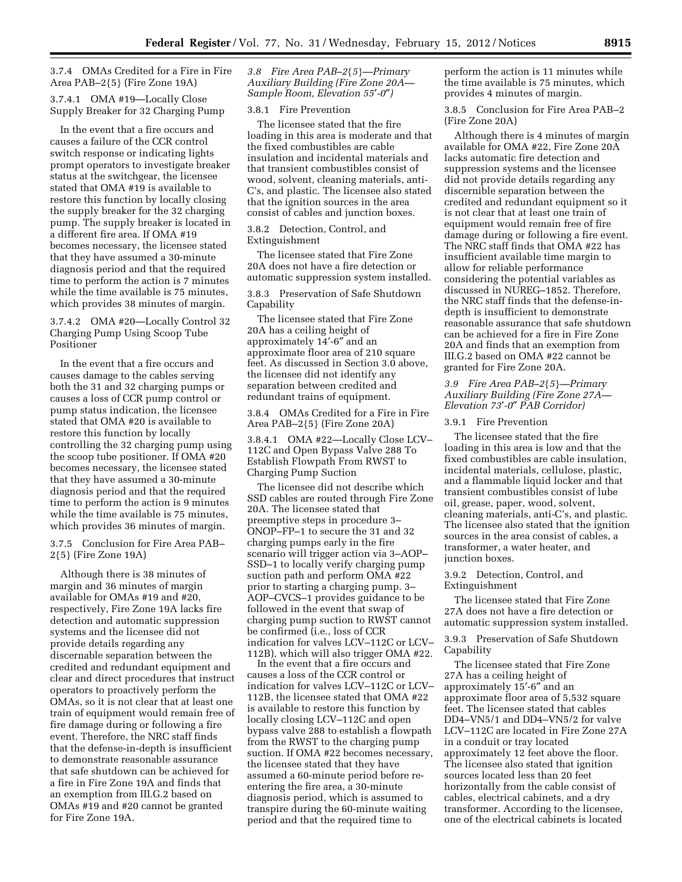3.7.4 OMAs Credited for a Fire in Fire Area PAB–2{5} (Fire Zone 19A)

3.7.4.1 OMA #19—Locally Close Supply Breaker for 32 Charging Pump

In the event that a fire occurs and causes a failure of the CCR control switch response or indicating lights prompt operators to investigate breaker status at the switchgear, the licensee stated that OMA #19 is available to restore this function by locally closing the supply breaker for the 32 charging pump. The supply breaker is located in a different fire area. If OMA #19 becomes necessary, the licensee stated that they have assumed a 30-minute diagnosis period and that the required time to perform the action is 7 minutes while the time available is 75 minutes, which provides 38 minutes of margin.

3.7.4.2 OMA #20—Locally Control 32 Charging Pump Using Scoop Tube Positioner

In the event that a fire occurs and causes damage to the cables serving both the 31 and 32 charging pumps or causes a loss of CCR pump control or pump status indication, the licensee stated that OMA #20 is available to restore this function by locally controlling the 32 charging pump using the scoop tube positioner. If OMA #20 becomes necessary, the licensee stated that they have assumed a 30-minute diagnosis period and that the required time to perform the action is 9 minutes while the time available is 75 minutes, which provides 36 minutes of margin.

3.7.5 Conclusion for Fire Area PAB–2{5} (Fire Zone 19A)

Although there is 38 minutes of margin and 36 minutes of margin available for OMAs #19 and #20, respectively, Fire Zone 19A lacks fire detection and automatic suppression systems and the licensee did not provide details regarding any discernable separation between the credited and redundant equipment and clear and direct procedures that instruct operators to proactively perform the OMAs, so it is not clear that at least one train of equipment would remain free of fire damage during or following a fire event. Therefore, the NRC staff finds that the defense-in-depth is insufficient to demonstrate reasonable assurance that safe shutdown can be achieved for a fire in Fire Zone 19A and finds that an exemption from III.G.2 based on OMAs #19 and #20 cannot be granted for Fire Zone 19A.

*3.8 Fire Area PAB–2{5}—Primary Auxiliary Building (Fire Zone 20A—Sample Room, Elevation 55′-0″)*

3.8.1 Fire Prevention

The licensee stated that the fire loading in this area is moderate and that the fixed combustibles are cable insulation and incidental materials and that transient combustibles consist of wood, solvent, cleaning materials, anti-C's, and plastic. The licensee also stated that the ignition sources in the area consist of cables and junction boxes.

3.8.2 Detection, Control, and Extinguishment

The licensee stated that Fire Zone 20A does not have a fire detection or automatic suppression system installed.

3.8.3 Preservation of Safe Shutdown Capability

The licensee stated that Fire Zone 20A has a ceiling height of approximately 14′-6″ and an approximate floor area of 210 square feet. As discussed in Section 3.0 above, the licensee did not identify any separation between credited and redundant trains of equipment.

3.8.4 OMAs Credited for a Fire in Fire Area PAB–2{5} (Fire Zone 20A)

3.8.4.1 OMA #22—Locally Close LCV–112C and Open Bypass Valve 288 To Establish Flowpath From RWST to Charging Pump Suction

The licensee did not describe which SSD cables are routed through Fire Zone 20A. The licensee stated that preemptive steps in procedure 3–ONOP–FP–1 to secure the 31 and 32 charging pumps early in the fire scenario will trigger action via 3–AOP–SSD–1 to locally verify charging pump suction path and perform OMA #22 prior to starting a charging pump. 3–AOP–CVCS–1 provides guidance to be followed in the event that swap of charging pump suction to RWST cannot be confirmed (i.e., loss of CCR indication for valves LCV–112C or LCV–112B), which will also trigger OMA #22.

In the event that a fire occurs and causes a loss of the CCR control or indication for valves LCV–112C or LCV–112B, the licensee stated that OMA #22 is available to restore this function by locally closing LCV–112C and open bypass valve 288 to establish a flowpath from the RWST to the charging pump suction. If OMA #22 becomes necessary, the licensee stated that they have assumed a 60-minute period before re-entering the fire area, a 30-minute diagnosis period, which is assumed to transpire during the 60-minute waiting period and that the required time to perform the action is 11 minutes while the time available is 75 minutes, which provides 4 minutes of margin.

3.8.5 Conclusion for Fire Area PAB–2 (Fire Zone 20A)

Although there is 4 minutes of margin available for OMA #22, Fire Zone 20A lacks automatic fire detection and suppression systems and the licensee did not provide details regarding any discernible separation between the credited and redundant equipment so it is not clear that at least one train of equipment would remain free of fire damage during or following a fire event. The NRC staff finds that OMA #22 has insufficient available time margin to allow for reliable performance considering the potential variables as discussed in NUREG–1852. Therefore, the NRC staff finds that the defense-in-depth is insufficient to demonstrate reasonable assurance that safe shutdown can be achieved for a fire in Fire Zone 20A and finds that an exemption from III.G.2 based on OMA #22 cannot be granted for Fire Zone 20A.

*3.9 Fire Area PAB–2{5}—Primary Auxiliary Building (Fire Zone 27A—Elevation 73′-0″ PAB Corridor)*

3.9.1 Fire Prevention

The licensee stated that the fire loading in this area is low and that the fixed combustibles are cable insulation, incidental materials, cellulose, plastic, and a flammable liquid locker and that transient combustibles consist of lube oil, grease, paper, wood, solvent, cleaning materials, anti-C's, and plastic. The licensee also stated that the ignition sources in the area consist of cables, a transformer, a water heater, and junction boxes.

3.9.2 Detection, Control, and Extinguishment

The licensee stated that Fire Zone 27A does not have a fire detection or automatic suppression system installed.

3.9.3 Preservation of Safe Shutdown Capability

The licensee stated that Fire Zone 27A has a ceiling height of approximately 15′-6″ and an approximate floor area of 5,532 square feet. The licensee stated that cables DD4–VN5/1 and DD4–VN5/2 for valve LCV–112C are located in Fire Zone 27A in a conduit or tray located approximately 12 feet above the floor. The licensee also stated that ignition sources located less than 20 feet horizontally from the cable consist of cables, electrical cabinets, and a dry transformer. According to the licensee, one of the electrical cabinets is located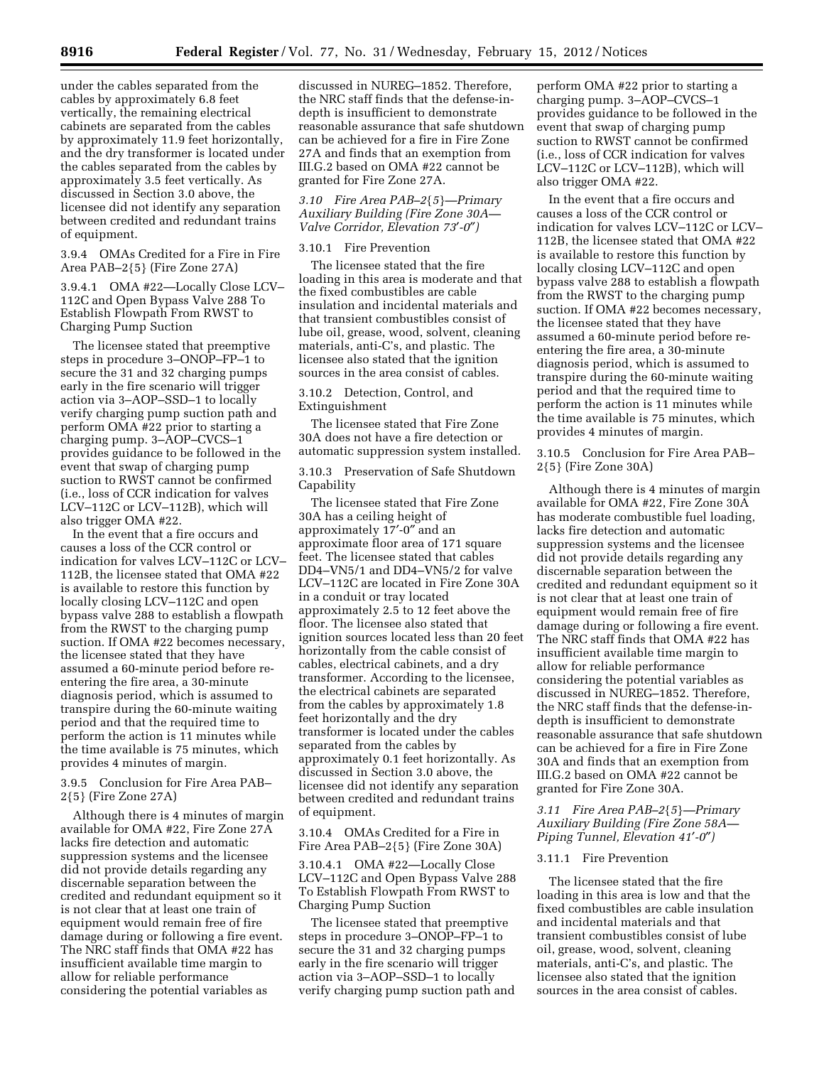under the cables separated from the cables by approximately 6.8 feet vertically, the remaining electrical cabinets are separated from the cables by approximately 11.9 feet horizontally, and the dry transformer is located under the cables separated from the cables by approximately 3.5 feet vertically. As discussed in Section 3.0 above, the licensee did not identify any separation between credited and redundant trains of equipment.

3.9.4 OMAs Credited for a Fire in Fire Area PAB–2{5} (Fire Zone 27A)

3.9.4.1 OMA #22—Locally Close LCV–112C and Open Bypass Valve 288 To Establish Flowpath From RWST to Charging Pump Suction

The licensee stated that preemptive steps in procedure 3–ONOP–FP–1 to secure the 31 and 32 charging pumps early in the fire scenario will trigger action via 3–AOP–SSD–1 to locally verify charging pump suction path and perform OMA #22 prior to starting a charging pump. 3–AOP–CVCS–1 provides guidance to be followed in the event that swap of charging pump suction to RWST cannot be confirmed (i.e., loss of CCR indication for valves LCV–112C or LCV–112B), which will also trigger OMA #22.

In the event that a fire occurs and causes a loss of the CCR control or indication for valves LCV–112C or LCV–112B, the licensee stated that OMA #22 is available to restore this function by locally closing LCV–112C and open bypass valve 288 to establish a flowpath from the RWST to the charging pump suction. If OMA #22 becomes necessary, the licensee stated that they have assumed a 60-minute period before re-entering the fire area, a 30-minute diagnosis period, which is assumed to transpire during the 60-minute waiting period and that the required time to perform the action is 11 minutes while the time available is 75 minutes, which provides 4 minutes of margin.

3.9.5 Conclusion for Fire Area PAB–2{5} (Fire Zone 27A)

Although there is 4 minutes of margin available for OMA #22, Fire Zone 27A lacks fire detection and automatic suppression systems and the licensee did not provide details regarding any discernable separation between the credited and redundant equipment so it is not clear that at least one train of equipment would remain free of fire damage during or following a fire event. The NRC staff finds that OMA #22 has insufficient available time margin to allow for reliable performance considering the potential variables as discussed in NUREG–1852. Therefore, the NRC staff finds that the defense-in-depth is insufficient to demonstrate reasonable assurance that safe shutdown can be achieved for a fire in Fire Zone 27A and finds that an exemption from III.G.2 based on OMA #22 cannot be granted for Fire Zone 27A.

### *3.10 Fire Area PAB–2{5}—Primary Auxiliary Building (Fire Zone 30A—Valve Corridor, Elevation 73′-0″)*

3.10.1 Fire Prevention

The licensee stated that the fire loading in this area is moderate and that the fixed combustibles are cable insulation and incidental materials and that transient combustibles consist of lube oil, grease, wood, solvent, cleaning materials, anti-C's, and plastic. The licensee also stated that the ignition sources in the area consist of cables.

3.10.2 Detection, Control, and Extinguishment

The licensee stated that Fire Zone 30A does not have a fire detection or automatic suppression system installed.

3.10.3 Preservation of Safe Shutdown Capability

The licensee stated that Fire Zone 30A has a ceiling height of approximately 17′-0″ and an approximate floor area of 171 square feet. The licensee stated that cables DD4–VN5/1 and DD4–VN5/2 for valve LCV–112C are located in Fire Zone 30A in a conduit or tray located approximately 2.5 to 12 feet above the floor. The licensee also stated that ignition sources located less than 20 feet horizontally from the cable consist of cables, electrical cabinets, and a dry transformer. According to the licensee, the electrical cabinets are separated from the cables by approximately 1.8 feet horizontally and the dry transformer is located under the cables separated from the cables by approximately 0.1 feet horizontally. As discussed in Section 3.0 above, the licensee did not identify any separation between credited and redundant trains of equipment.

3.10.4 OMAs Credited for a Fire in Fire Area PAB–2{5} (Fire Zone 30A)

3.10.4.1 OMA #22—Locally Close LCV–112C and Open Bypass Valve 288 To Establish Flowpath From RWST to Charging Pump Suction

The licensee stated that preemptive steps in procedure 3–ONOP–FP–1 to secure the 31 and 32 charging pumps early in the fire scenario will trigger action via 3–AOP–SSD–1 to locally verify charging pump suction path and perform OMA #22 prior to starting a charging pump. 3–AOP–CVCS–1 provides guidance to be followed in the event that swap of charging pump suction to RWST cannot be confirmed (i.e., loss of CCR indication for valves LCV–112C or LCV–112B), which will also trigger OMA #22.

In the event that a fire occurs and causes a loss of the CCR control or indication for valves LCV–112C or LCV–112B, the licensee stated that OMA #22 is available to restore this function by locally closing LCV–112C and open bypass valve 288 to establish a flowpath from the RWST to the charging pump suction. If OMA #22 becomes necessary, the licensee stated that they have assumed a 60-minute period before re-entering the fire area, a 30-minute diagnosis period, which is assumed to transpire during the 60-minute waiting period and that the required time to perform the action is 11 minutes while the time available is 75 minutes, which provides 4 minutes of margin.

3.10.5 Conclusion for Fire Area PAB–2{5} (Fire Zone 30A)

Although there is 4 minutes of margin available for OMA #22, Fire Zone 30A has moderate combustible fuel loading, lacks fire detection and automatic suppression systems and the licensee did not provide details regarding any discernable separation between the credited and redundant equipment so it is not clear that at least one train of equipment would remain free of fire damage during or following a fire event. The NRC staff finds that OMA #22 has insufficient available time margin to allow for reliable performance considering the potential variables as discussed in NUREG–1852. Therefore, the NRC staff finds that the defense-in-depth is insufficient to demonstrate reasonable assurance that safe shutdown can be achieved for a fire in Fire Zone 30A and finds that an exemption from III.G.2 based on OMA #22 cannot be granted for Fire Zone 30A.

### *3.11 Fire Area PAB–2{5}—Primary Auxiliary Building (Fire Zone 58A—Piping Tunnel, Elevation 41′-0″)*

3.11.1 Fire Prevention

The licensee stated that the fire loading in this area is low and that the fixed combustibles are cable insulation and incidental materials and that transient combustibles consist of lube oil, grease, wood, solvent, cleaning materials, anti-C's, and plastic. The licensee also stated that the ignition sources in the area consist of cables.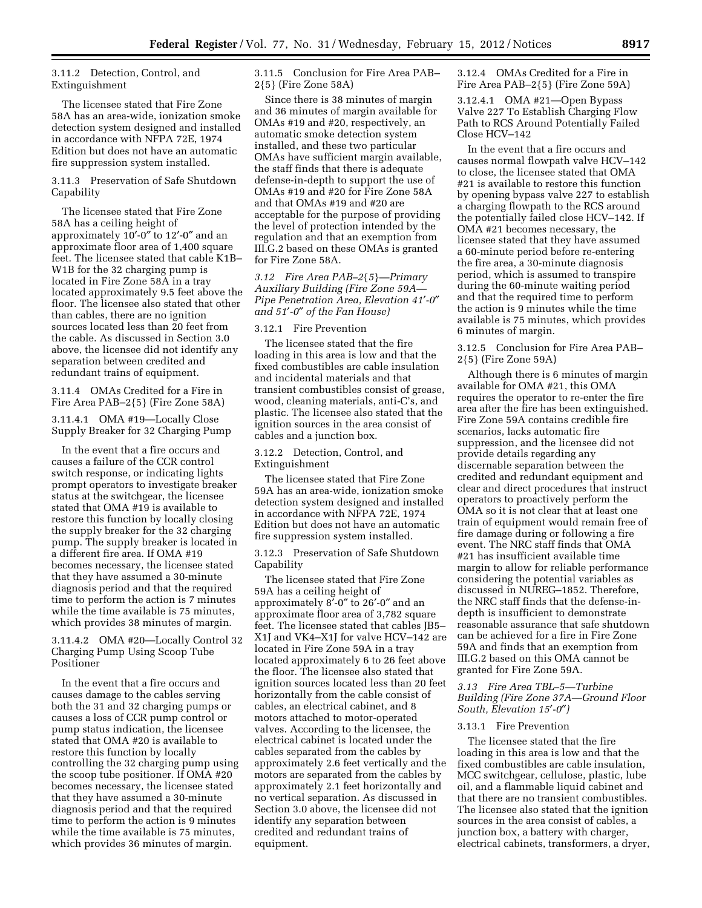3.11.2 Detection, Control, and Extinguishment

The licensee stated that Fire Zone 58A has an area-wide, ionization smoke detection system designed and installed in accordance with NFPA 72E, 1974 Edition but does not have an automatic fire suppression system installed.

3.11.3 Preservation of Safe Shutdown Capability

The licensee stated that Fire Zone 58A has a ceiling height of approximately 10′-0″ to 12′-0″ and an approximate floor area of 1,400 square feet. The licensee stated that cable K1B–W1B for the 32 charging pump is located in Fire Zone 58A in a tray located approximately 9.5 feet above the floor. The licensee also stated that other than cables, there are no ignition sources located less than 20 feet from the cable. As discussed in Section 3.0 above, the licensee did not identify any separation between credited and redundant trains of equipment.

3.11.4 OMAs Credited for a Fire in Fire Area PAB–2{5} (Fire Zone 58A)

3.11.4.1 OMA #19—Locally Close Supply Breaker for 32 Charging Pump

In the event that a fire occurs and causes a failure of the CCR control switch response, or indicating lights prompt operators to investigate breaker status at the switchgear, the licensee stated that OMA #19 is available to restore this function by locally closing the supply breaker for the 32 charging pump. The supply breaker is located in a different fire area. If OMA #19 becomes necessary, the licensee stated that they have assumed a 30-minute diagnosis period and that the required time to perform the action is 7 minutes while the time available is 75 minutes, which provides 38 minutes of margin.

3.11.4.2 OMA #20—Locally Control 32 Charging Pump Using Scoop Tube Positioner

In the event that a fire occurs and causes damage to the cables serving both the 31 and 32 charging pumps or causes a loss of CCR pump control or pump status indication, the licensee stated that OMA #20 is available to restore this function by locally controlling the 32 charging pump using the scoop tube positioner. If OMA #20 becomes necessary, the licensee stated that they have assumed a 30-minute diagnosis period and that the required time to perform the action is 9 minutes while the time available is 75 minutes, which provides 36 minutes of margin.

3.11.5 Conclusion for Fire Area PAB–2{5} (Fire Zone 58A)

Since there is 38 minutes of margin and 36 minutes of margin available for OMAs #19 and #20, respectively, an automatic smoke detection system installed, and these two particular OMAs have sufficient margin available, the staff finds that there is adequate defense-in-depth to support the use of OMAs #19 and #20 for Fire Zone 58A and that OMAs #19 and #20 are acceptable for the purpose of providing the level of protection intended by the regulation and that an exemption from III.G.2 based on these OMAs is granted for Fire Zone 58A.

*3.12 Fire Area PAB–2{5}—Primary Auxiliary Building (Fire Zone 59A—Pipe Penetration Area, Elevation 41′-0″ and 51′-0″ of the Fan House)*

3.12.1 Fire Prevention

The licensee stated that the fire loading in this area is low and that the fixed combustibles are cable insulation and incidental materials and that transient combustibles consist of grease, wood, cleaning materials, anti-C's, and plastic. The licensee also stated that the ignition sources in the area consist of cables and a junction box.

3.12.2 Detection, Control, and Extinguishment

The licensee stated that Fire Zone 59A has an area-wide, ionization smoke detection system designed and installed in accordance with NFPA 72E, 1974 Edition but does not have an automatic fire suppression system installed.

3.12.3 Preservation of Safe Shutdown Capability

The licensee stated that Fire Zone 59A has a ceiling height of approximately 8′-0″ to 26′-0″ and an approximate floor area of 3,782 square feet. The licensee stated that cables JB5–X1J and VK4–X1J for valve HCV–142 are located in Fire Zone 59A in a tray located approximately 6 to 26 feet above the floor. The licensee also stated that ignition sources located less than 20 feet horizontally from the cable consist of cables, an electrical cabinet, and 8 motors attached to motor-operated valves. According to the licensee, the electrical cabinet is located under the cables separated from the cables by approximately 2.6 feet vertically and the motors are separated from the cables by approximately 2.1 feet horizontally and no vertical separation. As discussed in Section 3.0 above, the licensee did not identify any separation between credited and redundant trains of equipment.

3.12.4 OMAs Credited for a Fire in Fire Area PAB–2{5} (Fire Zone 59A)

3.12.4.1 OMA #21—Open Bypass Valve 227 To Establish Charging Flow Path to RCS Around Potentially Failed Close HCV–142

In the event that a fire occurs and causes normal flowpath valve HCV–142 to close, the licensee stated that OMA #21 is available to restore this function by opening bypass valve 227 to establish a charging flowpath to the RCS around the potentially failed close HCV–142. If OMA #21 becomes necessary, the licensee stated that they have assumed a 60-minute period before re-entering the fire area, a 30-minute diagnosis period, which is assumed to transpire during the 60-minute waiting period and that the required time to perform the action is 9 minutes while the time available is 75 minutes, which provides 6 minutes of margin.

3.12.5 Conclusion for Fire Area PAB–2{5} (Fire Zone 59A)

Although there is 6 minutes of margin available for OMA #21, this OMA requires the operator to re-enter the fire area after the fire has been extinguished. Fire Zone 59A contains credible fire scenarios, lacks automatic fire suppression, and the licensee did not provide details regarding any discernable separation between the credited and redundant equipment and clear and direct procedures that instruct operators to proactively perform the OMA so it is not clear that at least one train of equipment would remain free of fire damage during or following a fire event. The NRC staff finds that OMA #21 has insufficient available time margin to allow for reliable performance considering the potential variables as discussed in NUREG–1852. Therefore, the NRC staff finds that the defense-in-depth is insufficient to demonstrate reasonable assurance that safe shutdown can be achieved for a fire in Fire Zone 59A and finds that an exemption from III.G.2 based on this OMA cannot be granted for Fire Zone 59A.

*3.13 Fire Area TBL–5—Turbine Building (Fire Zone 37A—Ground Floor South, Elevation 15′-0″)*

3.13.1 Fire Prevention

The licensee stated that the fire loading in this area is low and that the fixed combustibles are cable insulation, MCC switchgear, cellulose, plastic, lube oil, and a flammable liquid cabinet and that there are no transient combustibles. The licensee also stated that the ignition sources in the area consist of cables, a junction box, a battery with charger, electrical cabinets, transformers, a dryer,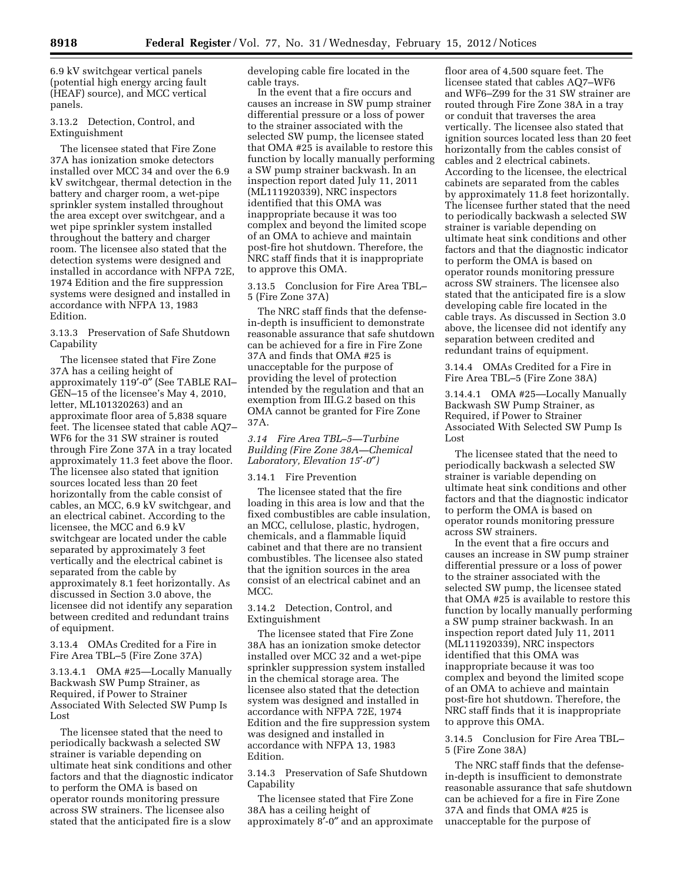6.9 kV switchgear vertical panels (potential high energy arcing fault (HEAF) source), and MCC vertical panels.

3.13.2 Detection, Control, and Extinguishment

The licensee stated that Fire Zone 37A has ionization smoke detectors installed over MCC 34 and over the 6.9 kV switchgear, thermal detection in the battery and charger room, a wet-pipe sprinkler system installed throughout the area except over switchgear, and a wet pipe sprinkler system installed throughout the battery and charger room. The licensee also stated that the detection systems were designed and installed in accordance with NFPA 72E, 1974 Edition and the fire suppression systems were designed and installed in accordance with NFPA 13, 1983 Edition.

3.13.3 Preservation of Safe Shutdown Capability

The licensee stated that Fire Zone 37A has a ceiling height of approximately 119′-0″ (See TABLE RAI–GEN–15 of the licensee's May 4, 2010, letter, ML101320263) and an approximate floor area of 5,838 square feet. The licensee stated that cable AQ7–WF6 for the 31 SW strainer is routed through Fire Zone 37A in a tray located approximately 11.3 feet above the floor. The licensee also stated that ignition sources located less than 20 feet horizontally from the cable consist of cables, an MCC, 6.9 kV switchgear, and an electrical cabinet. According to the licensee, the MCC and 6.9 kV switchgear are located under the cable separated by approximately 3 feet vertically and the electrical cabinet is separated from the cable by approximately 8.1 feet horizontally. As discussed in Section 3.0 above, the licensee did not identify any separation between credited and redundant trains of equipment.

3.13.4 OMAs Credited for a Fire in Fire Area TBL–5 (Fire Zone 37A)

3.13.4.1 OMA #25—Locally Manually Backwash SW Pump Strainer, as Required, if Power to Strainer Associated With Selected SW Pump Is Lost

The licensee stated that the need to periodically backwash a selected SW strainer is variable depending on ultimate heat sink conditions and other factors and that the diagnostic indicator to perform the OMA is based on operator rounds monitoring pressure across SW strainers. The licensee also stated that the anticipated fire is a slow developing cable fire located in the cable trays.

In the event that a fire occurs and causes an increase in SW pump strainer differential pressure or a loss of power to the strainer associated with the selected SW pump, the licensee stated that OMA #25 is available to restore this function by locally manually performing a SW pump strainer backwash. In an inspection report dated July 11, 2011 (ML111920339), NRC inspectors identified that this OMA was inappropriate because it was too complex and beyond the limited scope of an OMA to achieve and maintain post-fire hot shutdown. Therefore, the NRC staff finds that it is inappropriate to approve this OMA.

3.13.5 Conclusion for Fire Area TBL–5 (Fire Zone 37A)

The NRC staff finds that the defense-in-depth is insufficient to demonstrate reasonable assurance that safe shutdown can be achieved for a fire in Fire Zone 37A and finds that OMA #25 is unacceptable for the purpose of providing the level of protection intended by the regulation and that an exemption from III.G.2 based on this OMA cannot be granted for Fire Zone 37A.

*3.14 Fire Area TBL–5—Turbine Building (Fire Zone 38A—Chemical Laboratory, Elevation 15′-0″)*

3.14.1 Fire Prevention

The licensee stated that the fire loading in this area is low and that the fixed combustibles are cable insulation, an MCC, cellulose, plastic, hydrogen, chemicals, and a flammable liquid cabinet and that there are no transient combustibles. The licensee also stated that the ignition sources in the area consist of an electrical cabinet and an MCC.

3.14.2 Detection, Control, and Extinguishment

The licensee stated that Fire Zone 38A has an ionization smoke detector installed over MCC 32 and a wet-pipe sprinkler suppression system installed in the chemical storage area. The licensee also stated that the detection system was designed and installed in accordance with NFPA 72E, 1974 Edition and the fire suppression system was designed and installed in accordance with NFPA 13, 1983 Edition.

3.14.3 Preservation of Safe Shutdown Capability

The licensee stated that Fire Zone 38A has a ceiling height of approximately 8′-0″ and an approximate floor area of 4,500 square feet. The licensee stated that cables AQ7–WF6 and WF6–Z99 for the 31 SW strainer are routed through Fire Zone 38A in a tray or conduit that traverses the area vertically. The licensee also stated that ignition sources located less than 20 feet horizontally from the cables consist of cables and 2 electrical cabinets. According to the licensee, the electrical cabinets are separated from the cables by approximately 11.8 feet horizontally. The licensee further stated that the need to periodically backwash a selected SW strainer is variable depending on ultimate heat sink conditions and other factors and that the diagnostic indicator to perform the OMA is based on operator rounds monitoring pressure across SW strainers. The licensee also stated that the anticipated fire is a slow developing cable fire located in the cable trays. As discussed in Section 3.0 above, the licensee did not identify any separation between credited and redundant trains of equipment.

3.14.4 OMAs Credited for a Fire in Fire Area TBL–5 (Fire Zone 38A)

3.14.4.1 OMA #25—Locally Manually Backwash SW Pump Strainer, as Required, if Power to Strainer Associated With Selected SW Pump Is Lost

The licensee stated that the need to periodically backwash a selected SW strainer is variable depending on ultimate heat sink conditions and other factors and that the diagnostic indicator to perform the OMA is based on operator rounds monitoring pressure across SW strainers.

In the event that a fire occurs and causes an increase in SW pump strainer differential pressure or a loss of power to the strainer associated with the selected SW pump, the licensee stated that OMA #25 is available to restore this function by locally manually performing a SW pump strainer backwash. In an inspection report dated July 11, 2011 (ML111920339), NRC inspectors identified that this OMA was inappropriate because it was too complex and beyond the limited scope of an OMA to achieve and maintain post-fire hot shutdown. Therefore, the NRC staff finds that it is inappropriate to approve this OMA.

3.14.5 Conclusion for Fire Area TBL–5 (Fire Zone 38A)

The NRC staff finds that the defense-in-depth is insufficient to demonstrate reasonable assurance that safe shutdown can be achieved for a fire in Fire Zone 37A and finds that OMA #25 is unacceptable for the purpose of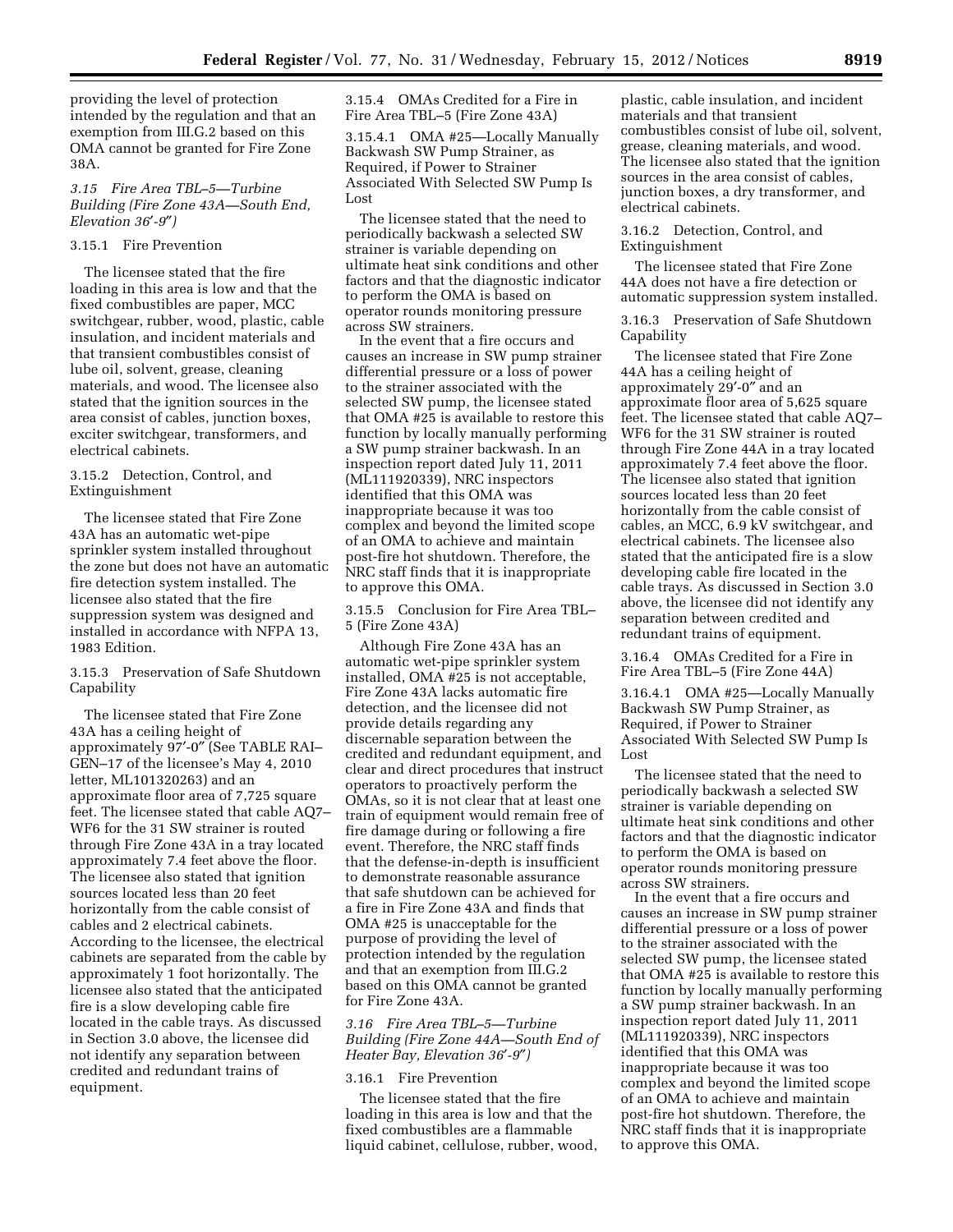providing the level of protection intended by the regulation and that an exemption from III.G.2 based on this OMA cannot be granted for Fire Zone 38A.

### *3.15 Fire Area TBL–5—Turbine Building (Fire Zone 43A—South End, Elevation 36′-9″)*

#### 3.15.1 Fire Prevention

The licensee stated that the fire loading in this area is low and that the fixed combustibles are paper, MCC switchgear, rubber, wood, plastic, cable insulation, and incident materials and that transient combustibles consist of lube oil, solvent, grease, cleaning materials, and wood. The licensee also stated that the ignition sources in the area consist of cables, junction boxes, exciter switchgear, transformers, and electrical cabinets.

#### 3.15.2 Detection, Control, and Extinguishment

The licensee stated that Fire Zone 43A has an automatic wet-pipe sprinkler system installed throughout the zone but does not have an automatic fire detection system installed. The licensee also stated that the fire suppression system was designed and installed in accordance with NFPA 13, 1983 Edition.

#### 3.15.3 Preservation of Safe Shutdown Capability

The licensee stated that Fire Zone 43A has a ceiling height of approximately 97′-0″ (See TABLE RAI–GEN–17 of the licensee's May 4, 2010 letter, ML101320263) and an approximate floor area of 7,725 square feet. The licensee stated that cable AQ7–WF6 for the 31 SW strainer is routed through Fire Zone 43A in a tray located approximately 7.4 feet above the floor. The licensee also stated that ignition sources located less than 20 feet horizontally from the cable consist of cables and 2 electrical cabinets. According to the licensee, the electrical cabinets are separated from the cable by approximately 1 foot horizontally. The licensee also stated that the anticipated fire is a slow developing cable fire located in the cable trays. As discussed in Section 3.0 above, the licensee did not identify any separation between credited and redundant trains of equipment.

#### 3.15.4 OMAs Credited for a Fire in Fire Area TBL–5 (Fire Zone 43A)

##### 3.15.4.1 OMA #25—Locally Manually Backwash SW Pump Strainer, as Required, if Power to Strainer Associated With Selected SW Pump Is Lost

The licensee stated that the need to periodically backwash a selected SW strainer is variable depending on ultimate heat sink conditions and other factors and that the diagnostic indicator to perform the OMA is based on operator rounds monitoring pressure across SW strainers.

In the event that a fire occurs and causes an increase in SW pump strainer differential pressure or a loss of power to the strainer associated with the selected SW pump, the licensee stated that OMA #25 is available to restore this function by locally manually performing a SW pump strainer backwash. In an inspection report dated July 11, 2011 (ML111920339), NRC inspectors identified that this OMA was inappropriate because it was too complex and beyond the limited scope of an OMA to achieve and maintain post-fire hot shutdown. Therefore, the NRC staff finds that it is inappropriate to approve this OMA.

#### 3.15.5 Conclusion for Fire Area TBL–5 (Fire Zone 43A)

Although Fire Zone 43A has an automatic wet-pipe sprinkler system installed, OMA #25 is not acceptable, Fire Zone 43A lacks automatic fire detection, and the licensee did not provide details regarding any discernable separation between the credited and redundant equipment, and clear and direct procedures that instruct operators to proactively perform the OMAs, so it is not clear that at least one train of equipment would remain free of fire damage during or following a fire event. Therefore, the NRC staff finds that the defense-in-depth is insufficient to demonstrate reasonable assurance that safe shutdown can be achieved for a fire in Fire Zone 43A and finds that OMA #25 is unacceptable for the purpose of providing the level of protection intended by the regulation and that an exemption from III.G.2 based on this OMA cannot be granted for Fire Zone 43A.

### *3.16 Fire Area TBL–5—Turbine Building (Fire Zone 44A—South End of Heater Bay, Elevation 36′-9″)*

#### 3.16.1 Fire Prevention

The licensee stated that the fire loading in this area is low and that the fixed combustibles are a flammable liquid cabinet, cellulose, rubber, wood, plastic, cable insulation, and incident materials and that transient combustibles consist of lube oil, solvent, grease, cleaning materials, and wood. The licensee also stated that the ignition sources in the area consist of cables, junction boxes, a dry transformer, and electrical cabinets.

#### 3.16.2 Detection, Control, and Extinguishment

The licensee stated that Fire Zone 44A does not have a fire detection or automatic suppression system installed.

#### 3.16.3 Preservation of Safe Shutdown Capability

The licensee stated that Fire Zone 44A has a ceiling height of approximately 29′-0″ and an approximate floor area of 5,625 square feet. The licensee stated that cable AQ7–WF6 for the 31 SW strainer is routed through Fire Zone 44A in a tray located approximately 7.4 feet above the floor. The licensee also stated that ignition sources located less than 20 feet horizontally from the cable consist of cables, an MCC, 6.9 kV switchgear, and electrical cabinets. The licensee also stated that the anticipated fire is a slow developing cable fire located in the cable trays. As discussed in Section 3.0 above, the licensee did not identify any separation between credited and redundant trains of equipment.

#### 3.16.4 OMAs Credited for a Fire in Fire Area TBL–5 (Fire Zone 44A)

##### 3.16.4.1 OMA #25—Locally Manually Backwash SW Pump Strainer, as Required, if Power to Strainer Associated With Selected SW Pump Is Lost

The licensee stated that the need to periodically backwash a selected SW strainer is variable depending on ultimate heat sink conditions and other factors and that the diagnostic indicator to perform the OMA is based on operator rounds monitoring pressure across SW strainers.

In the event that a fire occurs and causes an increase in SW pump strainer differential pressure or a loss of power to the strainer associated with the selected SW pump, the licensee stated that OMA #25 is available to restore this function by locally manually performing a SW pump strainer backwash. In an inspection report dated July 11, 2011 (ML111920339), NRC inspectors identified that this OMA was inappropriate because it was too complex and beyond the limited scope of an OMA to achieve and maintain post-fire hot shutdown. Therefore, the NRC staff finds that it is inappropriate to approve this OMA.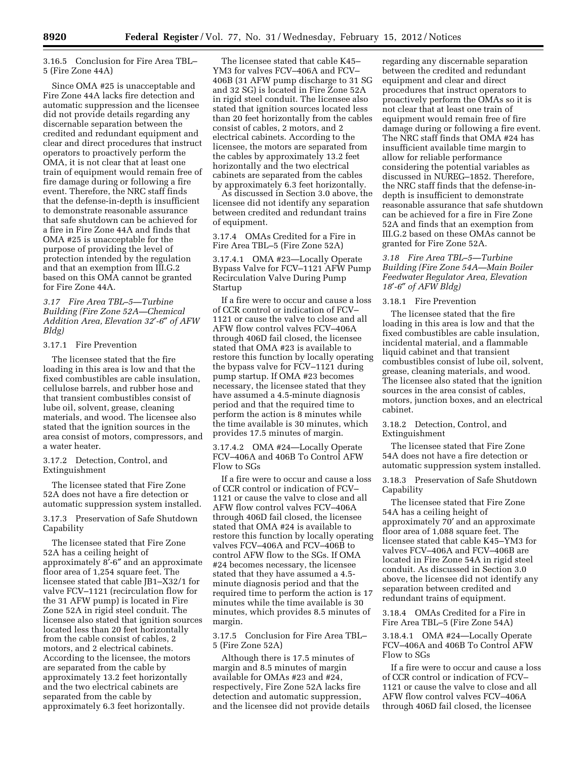3.16.5 Conclusion for Fire Area TBL–5 (Fire Zone 44A)

Since OMA #25 is unacceptable and Fire Zone 44A lacks fire detection and automatic suppression and the licensee did not provide details regarding any discernable separation between the credited and redundant equipment and clear and direct procedures that instruct operators to proactively perform the OMA, it is not clear that at least one train of equipment would remain free of fire damage during or following a fire event. Therefore, the NRC staff finds that the defense-in-depth is insufficient to demonstrate reasonable assurance that safe shutdown can be achieved for a fire in Fire Zone 44A and finds that OMA #25 is unacceptable for the purpose of providing the level of protection intended by the regulation and that an exemption from III.G.2 based on this OMA cannot be granted for Fire Zone 44A.

### *3.17 Fire Area TBL–5—Turbine Building (Fire Zone 52A—Chemical Addition Area, Elevation 32′-6″ of AFW Bldg)*

3.17.1 Fire Prevention

The licensee stated that the fire loading in this area is low and that the fixed combustibles are cable insulation, cellulose barrels, and rubber hose and that transient combustibles consist of lube oil, solvent, grease, cleaning materials, and wood. The licensee also stated that the ignition sources in the area consist of motors, compressors, and a water heater.

3.17.2 Detection, Control, and Extinguishment

The licensee stated that Fire Zone 52A does not have a fire detection or automatic suppression system installed.

3.17.3 Preservation of Safe Shutdown Capability

The licensee stated that Fire Zone 52A has a ceiling height of approximately 8′-6″ and an approximate floor area of 1,254 square feet. The licensee stated that cable JB1–X32/1 for valve FCV–1121 (recirculation flow for the 31 AFW pump) is located in Fire Zone 52A in rigid steel conduit. The licensee also stated that ignition sources located less than 20 feet horizontally from the cable consist of cables, 2 motors, and 2 electrical cabinets. According to the licensee, the motors are separated from the cable by approximately 13.2 feet horizontally and the two electrical cabinets are separated from the cable by approximately 6.3 feet horizontally.

The licensee stated that cable K45–YM3 for valves FCV–406A and FCV–406B (31 AFW pump discharge to 31 SG and 32 SG) is located in Fire Zone 52A in rigid steel conduit. The licensee also stated that ignition sources located less than 20 feet horizontally from the cables consist of cables, 2 motors, and 2 electrical cabinets. According to the licensee, the motors are separated from the cables by approximately 13.2 feet horizontally and the two electrical cabinets are separated from the cables by approximately 6.3 feet horizontally.

As discussed in Section 3.0 above, the licensee did not identify any separation between credited and redundant trains of equipment.

3.17.4 OMAs Credited for a Fire in Fire Area TBL–5 (Fire Zone 52A)

3.17.4.1 OMA #23—Locally Operate Bypass Valve for FCV–1121 AFW Pump Recirculation Valve During Pump Startup

If a fire were to occur and cause a loss of CCR control or indication of FCV–1121 or cause the valve to close and all AFW flow control valves FCV–406A through 406D fail closed, the licensee stated that OMA #23 is available to restore this function by locally operating the bypass valve for FCV–1121 during pump startup. If OMA #23 becomes necessary, the licensee stated that they have assumed a 4.5-minute diagnosis period and that the required time to perform the action is 8 minutes while the time available is 30 minutes, which provides 17.5 minutes of margin.

3.17.4.2 OMA #24—Locally Operate FCV–406A and 406B To Control AFW Flow to SGs

If a fire were to occur and cause a loss of CCR control or indication of FCV–1121 or cause the valve to close and all AFW flow control valves FCV–406A through 406D fail closed, the licensee stated that OMA #24 is available to restore this function by locally operating valves FCV–406A and FCV–406B to control AFW flow to the SGs. If OMA #24 becomes necessary, the licensee stated that they have assumed a 4.5-minute diagnosis period and that the required time to perform the action is 17 minutes while the time available is 30 minutes, which provides 8.5 minutes of margin.

3.17.5 Conclusion for Fire Area TBL–5 (Fire Zone 52A)

Although there is 17.5 minutes of margin and 8.5 minutes of margin available for OMAs #23 and #24, respectively, Fire Zone 52A lacks fire detection and automatic suppression, and the licensee did not provide details regarding any discernable separation between the credited and redundant equipment and clear and direct procedures that instruct operators to proactively perform the OMAs so it is not clear that at least one train of equipment would remain free of fire damage during or following a fire event. The NRC staff finds that OMA #24 has insufficient available time margin to allow for reliable performance considering the potential variables as discussed in NUREG–1852. Therefore, the NRC staff finds that the defense-in-depth is insufficient to demonstrate reasonable assurance that safe shutdown can be achieved for a fire in Fire Zone 52A and finds that an exemption from III.G.2 based on these OMAs cannot be granted for Fire Zone 52A.

### *3.18 Fire Area TBL–5—Turbine Building (Fire Zone 54A—Main Boiler Feedwater Regulator Area, Elevation 18′-6″ of AFW Bldg)*

3.18.1 Fire Prevention

The licensee stated that the fire loading in this area is low and that the fixed combustibles are cable insulation, incidental material, and a flammable liquid cabinet and that transient combustibles consist of lube oil, solvent, grease, cleaning materials, and wood. The licensee also stated that the ignition sources in the area consist of cables, motors, junction boxes, and an electrical cabinet.

3.18.2 Detection, Control, and Extinguishment

The licensee stated that Fire Zone 54A does not have a fire detection or automatic suppression system installed.

3.18.3 Preservation of Safe Shutdown Capability

The licensee stated that Fire Zone 54A has a ceiling height of approximately 70′ and an approximate floor area of 1,088 square feet. The licensee stated that cable K45–YM3 for valves FCV–406A and FCV–406B are located in Fire Zone 54A in rigid steel conduit. As discussed in Section 3.0 above, the licensee did not identify any separation between credited and redundant trains of equipment.

3.18.4 OMAs Credited for a Fire in Fire Area TBL–5 (Fire Zone 54A)

3.18.4.1 OMA #24—Locally Operate FCV–406A and 406B To Control AFW Flow to SGs

If a fire were to occur and cause a loss of CCR control or indication of FCV–1121 or cause the valve to close and all AFW flow control valves FCV–406A through 406D fail closed, the licensee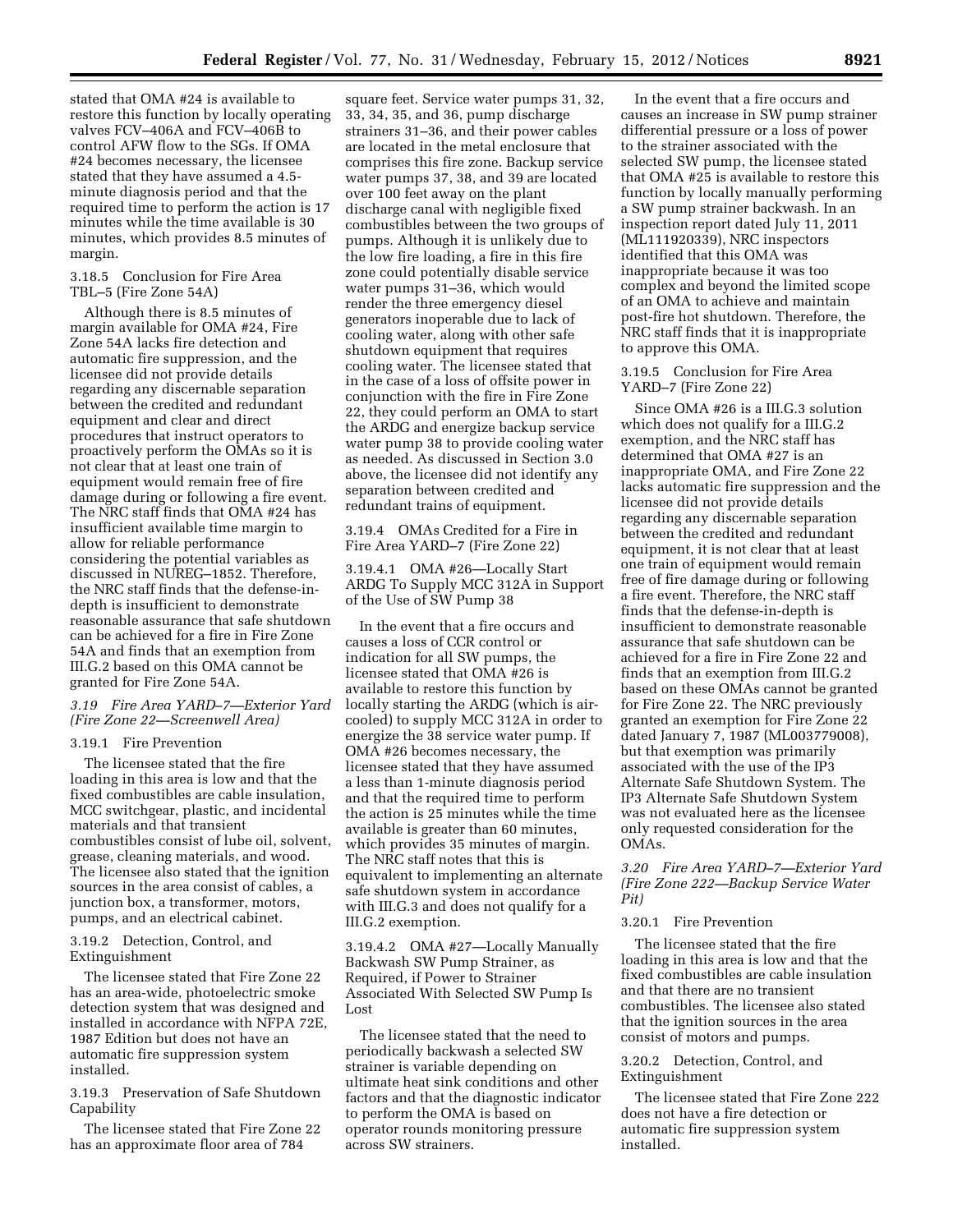stated that OMA #24 is available to restore this function by locally operating valves FCV–406A and FCV–406B to control AFW flow to the SGs. If OMA #24 becomes necessary, the licensee stated that they have assumed a 4.5-minute diagnosis period and that the required time to perform the action is 17 minutes while the time available is 30 minutes, which provides 8.5 minutes of margin.

3.18.5 Conclusion for Fire Area TBL–5 (Fire Zone 54A)

Although there is 8.5 minutes of margin available for OMA #24, Fire Zone 54A lacks fire detection and automatic fire suppression, and the licensee did not provide details regarding any discernable separation between the credited and redundant equipment and clear and direct procedures that instruct operators to proactively perform the OMAs so it is not clear that at least one train of equipment would remain free of fire damage during or following a fire event. The NRC staff finds that OMA #24 has insufficient available time margin to allow for reliable performance considering the potential variables as discussed in NUREG–1852. Therefore, the NRC staff finds that the defense-in-depth is insufficient to demonstrate reasonable assurance that safe shutdown can be achieved for a fire in Fire Zone 54A and finds that an exemption from III.G.2 based on this OMA cannot be granted for Fire Zone 54A.

*3.19 Fire Area YARD–7—Exterior Yard (Fire Zone 22—Screenwell Area)*

3.19.1 Fire Prevention

The licensee stated that the fire loading in this area is low and that the fixed combustibles are cable insulation, MCC switchgear, plastic, and incidental materials and that transient combustibles consist of lube oil, solvent, grease, cleaning materials, and wood. The licensee also stated that the ignition sources in the area consist of cables, a junction box, a transformer, motors, pumps, and an electrical cabinet.

3.19.2 Detection, Control, and Extinguishment

The licensee stated that Fire Zone 22 has an area-wide, photoelectric smoke detection system that was designed and installed in accordance with NFPA 72E, 1987 Edition but does not have an automatic fire suppression system installed.

3.19.3 Preservation of Safe Shutdown Capability

The licensee stated that Fire Zone 22 has an approximate floor area of 784 square feet. Service water pumps 31, 32, 33, 34, 35, and 36, pump discharge strainers 31–36, and their power cables are located in the metal enclosure that comprises this fire zone. Backup service water pumps 37, 38, and 39 are located over 100 feet away on the plant discharge canal with negligible fixed combustibles between the two groups of pumps. Although it is unlikely due to the low fire loading, a fire in this fire zone could potentially disable service water pumps 31–36, which would render the three emergency diesel generators inoperable due to lack of cooling water, along with other safe shutdown equipment that requires cooling water. The licensee stated that in the case of a loss of offsite power in conjunction with the fire in Fire Zone 22, they could perform an OMA to start the ARDG and energize backup service water pump 38 to provide cooling water as needed. As discussed in Section 3.0 above, the licensee did not identify any separation between credited and redundant trains of equipment.

3.19.4 OMAs Credited for a Fire in Fire Area YARD–7 (Fire Zone 22)

3.19.4.1 OMA #26—Locally Start ARDG To Supply MCC 312A in Support of the Use of SW Pump 38

In the event that a fire occurs and causes a loss of CCR control or indication for all SW pumps, the licensee stated that OMA #26 is available to restore this function by locally starting the ARDG (which is air-cooled) to supply MCC 312A in order to energize the 38 service water pump. If OMA #26 becomes necessary, the licensee stated that they have assumed a less than 1-minute diagnosis period and that the required time to perform the action is 25 minutes while the time available is greater than 60 minutes, which provides 35 minutes of margin. The NRC staff notes that this is equivalent to implementing an alternate safe shutdown system in accordance with III.G.3 and does not qualify for a III.G.2 exemption.

3.19.4.2 OMA #27—Locally Manually Backwash SW Pump Strainer, as Required, if Power to Strainer Associated With Selected SW Pump Is Lost

The licensee stated that the need to periodically backwash a selected SW strainer is variable depending on ultimate heat sink conditions and other factors and that the diagnostic indicator to perform the OMA is based on operator rounds monitoring pressure across SW strainers.

In the event that a fire occurs and causes an increase in SW pump strainer differential pressure or a loss of power to the strainer associated with the selected SW pump, the licensee stated that OMA #25 is available to restore this function by locally manually performing a SW pump strainer backwash. In an inspection report dated July 11, 2011 (ML111920339), NRC inspectors identified that this OMA was inappropriate because it was too complex and beyond the limited scope of an OMA to achieve and maintain post-fire hot shutdown. Therefore, the NRC staff finds that it is inappropriate to approve this OMA.

3.19.5 Conclusion for Fire Area YARD–7 (Fire Zone 22)

Since OMA #26 is a III.G.3 solution which does not qualify for a III.G.2 exemption, and the NRC staff has determined that OMA #27 is an inappropriate OMA, and Fire Zone 22 lacks automatic fire suppression and the licensee did not provide details regarding any discernable separation between the credited and redundant equipment, it is not clear that at least one train of equipment would remain free of fire damage during or following a fire event. Therefore, the NRC staff finds that the defense-in-depth is insufficient to demonstrate reasonable assurance that safe shutdown can be achieved for a fire in Fire Zone 22 and finds that an exemption from III.G.2 based on these OMAs cannot be granted for Fire Zone 22. The NRC previously granted an exemption for Fire Zone 22 dated January 7, 1987 (ML003779008), but that exemption was primarily associated with the use of the IP3 Alternate Safe Shutdown System. The IP3 Alternate Safe Shutdown System was not evaluated here as the licensee only requested consideration for the OMAs.

*3.20 Fire Area YARD–7—Exterior Yard (Fire Zone 222—Backup Service Water Pit)*

3.20.1 Fire Prevention

The licensee stated that the fire loading in this area is low and that the fixed combustibles are cable insulation and that there are no transient combustibles. The licensee also stated that the ignition sources in the area consist of motors and pumps.

3.20.2 Detection, Control, and Extinguishment

The licensee stated that Fire Zone 222 does not have a fire detection or automatic fire suppression system installed.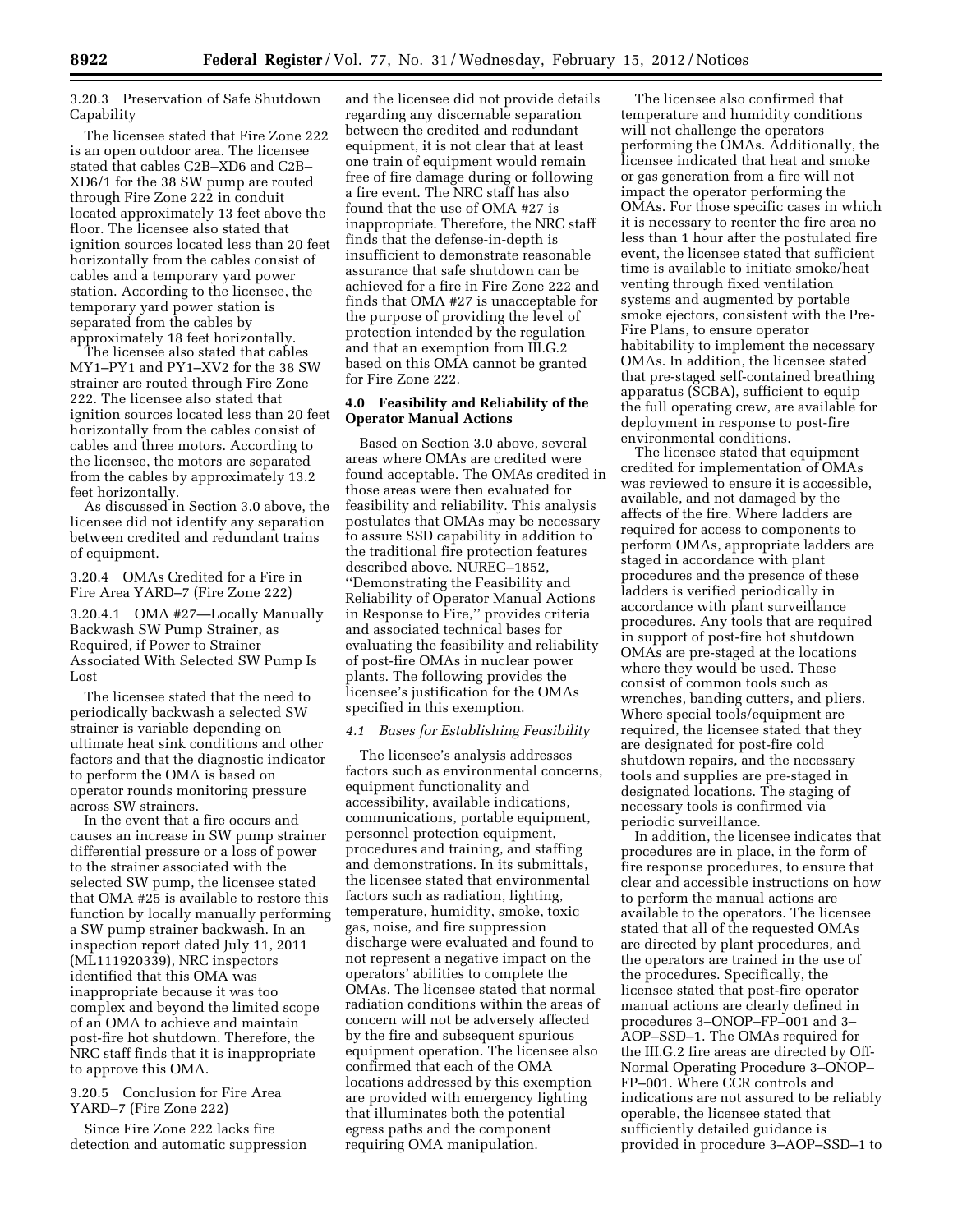3.20.3 Preservation of Safe Shutdown Capability

The licensee stated that Fire Zone 222 is an open outdoor area. The licensee stated that cables C2B–XD6 and C2B–XD6/1 for the 38 SW pump are routed through Fire Zone 222 in conduit located approximately 13 feet above the floor. The licensee also stated that ignition sources located less than 20 feet horizontally from the cables consist of cables and a temporary yard power station. According to the licensee, the temporary yard power station is separated from the cables by approximately 18 feet horizontally.

The licensee also stated that cables MY1–PY1 and PY1–XV2 for the 38 SW strainer are routed through Fire Zone 222. The licensee also stated that ignition sources located less than 20 feet horizontally from the cables consist of cables and three motors. According to the licensee, the motors are separated from the cables by approximately 13.2 feet horizontally.

As discussed in Section 3.0 above, the licensee did not identify any separation between credited and redundant trains of equipment.

3.20.4 OMAs Credited for a Fire in Fire Area YARD–7 (Fire Zone 222)

3.20.4.1 OMA #27—Locally Manually Backwash SW Pump Strainer, as Required, if Power to Strainer Associated With Selected SW Pump Is Lost

The licensee stated that the need to periodically backwash a selected SW strainer is variable depending on ultimate heat sink conditions and other factors and that the diagnostic indicator to perform the OMA is based on operator rounds monitoring pressure across SW strainers.

In the event that a fire occurs and causes an increase in SW pump strainer differential pressure or a loss of power to the strainer associated with the selected SW pump, the licensee stated that OMA #25 is available to restore this function by locally manually performing a SW pump strainer backwash. In an inspection report dated July 11, 2011 (ML111920339), NRC inspectors identified that this OMA was inappropriate because it was too complex and beyond the limited scope of an OMA to achieve and maintain post-fire hot shutdown. Therefore, the NRC staff finds that it is inappropriate to approve this OMA.

3.20.5 Conclusion for Fire Area YARD–7 (Fire Zone 222)

Since Fire Zone 222 lacks fire detection and automatic suppression and the licensee did not provide details regarding any discernable separation between the credited and redundant equipment, it is not clear that at least one train of equipment would remain free of fire damage during or following a fire event. The NRC staff has also found that the use of OMA #27 is inappropriate. Therefore, the NRC staff finds that the defense-in-depth is insufficient to demonstrate reasonable assurance that safe shutdown can be achieved for a fire in Fire Zone 222 and finds that OMA #27 is unacceptable for the purpose of providing the level of protection intended by the regulation and that an exemption from III.G.2 based on this OMA cannot be granted for Fire Zone 222.

## 4.0 Feasibility and Reliability of the Operator Manual Actions

Based on Section 3.0 above, several areas where OMAs are credited were found acceptable. The OMAs credited in those areas were then evaluated for feasibility and reliability. This analysis postulates that OMAs may be necessary to assure SSD capability in addition to the traditional fire protection features described above. NUREG–1852, ''Demonstrating the Feasibility and Reliability of Operator Manual Actions in Response to Fire,'' provides criteria and associated technical bases for evaluating the feasibility and reliability of post-fire OMAs in nuclear power plants. The following provides the licensee's justification for the OMAs specified in this exemption.

### *4.1 Bases for Establishing Feasibility*

The licensee's analysis addresses factors such as environmental concerns, equipment functionality and accessibility, available indications, communications, portable equipment, personnel protection equipment, procedures and training, and staffing and demonstrations. In its submittals, the licensee stated that environmental factors such as radiation, lighting, temperature, humidity, smoke, toxic gas, noise, and fire suppression discharge were evaluated and found to not represent a negative impact on the operators' abilities to complete the OMAs. The licensee stated that normal radiation conditions within the areas of concern will not be adversely affected by the fire and subsequent spurious equipment operation. The licensee also confirmed that each of the OMA locations addressed by this exemption are provided with emergency lighting that illuminates both the potential egress paths and the component requiring OMA manipulation.

The licensee also confirmed that temperature and humidity conditions will not challenge the operators performing the OMAs. Additionally, the licensee indicated that heat and smoke or gas generation from a fire will not impact the operator performing the OMAs. For those specific cases in which it is necessary to reenter the fire area no less than 1 hour after the postulated fire event, the licensee stated that sufficient time is available to initiate smoke/heat venting through fixed ventilation systems and augmented by portable smoke ejectors, consistent with the Pre-Fire Plans, to ensure operator habitability to implement the necessary OMAs. In addition, the licensee stated that pre-staged self-contained breathing apparatus (SCBA), sufficient to equip the full operating crew, are available for deployment in response to post-fire environmental conditions.

The licensee stated that equipment credited for implementation of OMAs was reviewed to ensure it is accessible, available, and not damaged by the affects of the fire. Where ladders are required for access to components to perform OMAs, appropriate ladders are staged in accordance with plant procedures and the presence of these ladders is verified periodically in accordance with plant surveillance procedures. Any tools that are required in support of post-fire hot shutdown OMAs are pre-staged at the locations where they would be used. These consist of common tools such as wrenches, banding cutters, and pliers. Where special tools/equipment are required, the licensee stated that they are designated for post-fire cold shutdown repairs, and the necessary tools and supplies are pre-staged in designated locations. The staging of necessary tools is confirmed via periodic surveillance.

In addition, the licensee indicates that procedures are in place, in the form of fire response procedures, to ensure that clear and accessible instructions on how to perform the manual actions are available to the operators. The licensee stated that all of the requested OMAs are directed by plant procedures, and the operators are trained in the use of the procedures. Specifically, the licensee stated that post-fire operator manual actions are clearly defined in procedures 3–ONOP–FP–001 and 3–AOP–SSD–1. The OMAs required for the III.G.2 fire areas are directed by Off-Normal Operating Procedure 3–ONOP–FP–001. Where CCR controls and indications are not assured to be reliably operable, the licensee stated that sufficiently detailed guidance is provided in procedure 3–AOP–SSD–1 to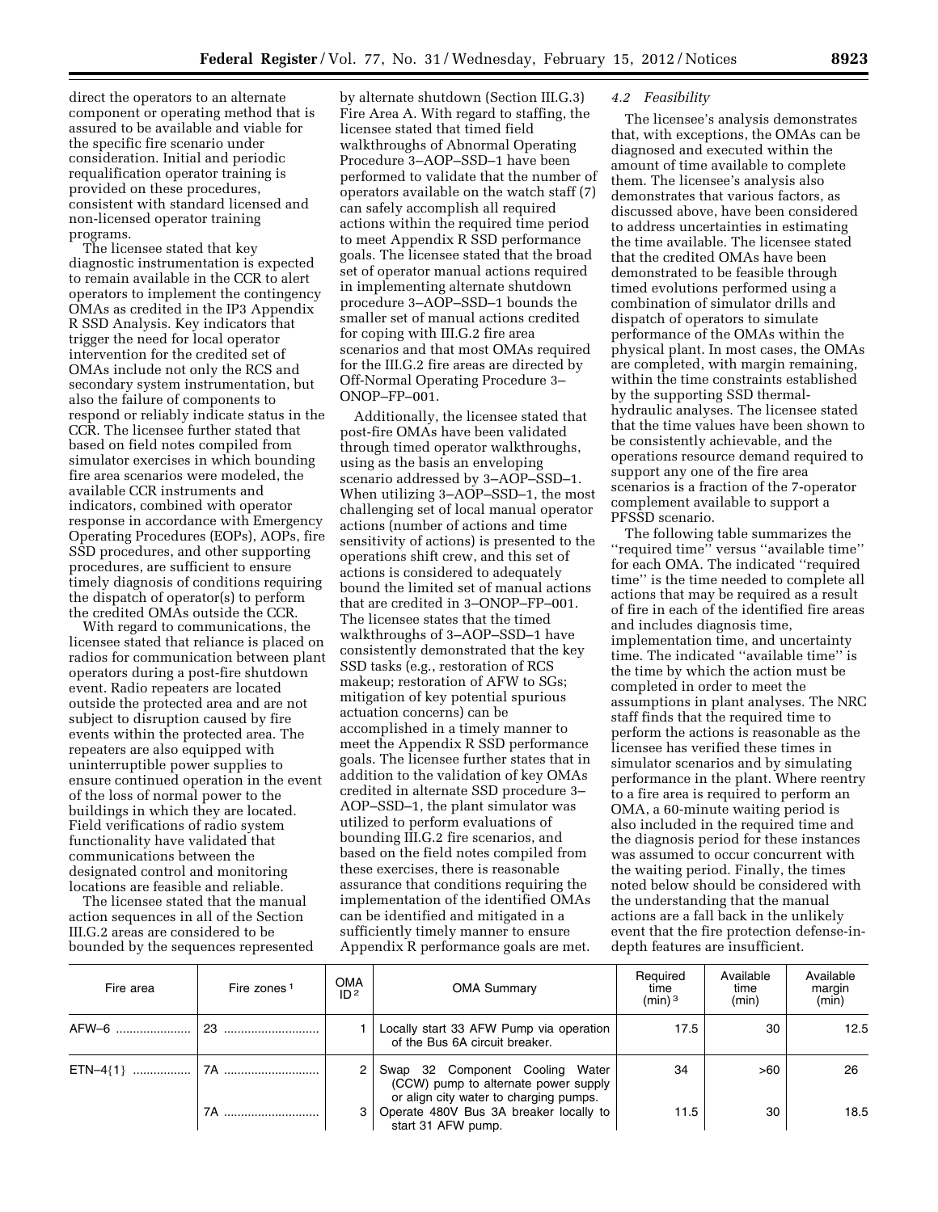direct the operators to an alternate component or operating method that is assured to be available and viable for the specific fire scenario under consideration. Initial and periodic requalification operator training is provided on these procedures, consistent with standard licensed and non-licensed operator training programs.

The licensee stated that key diagnostic instrumentation is expected to remain available in the CCR to alert operators to implement the contingency OMAs as credited in the IP3 Appendix R SSD Analysis. Key indicators that trigger the need for local operator intervention for the credited set of OMAs include not only the RCS and secondary system instrumentation, but also the failure of components to respond or reliably indicate status in the CCR. The licensee further stated that based on field notes compiled from simulator exercises in which bounding fire area scenarios were modeled, the available CCR instruments and indicators, combined with operator response in accordance with Emergency Operating Procedures (EOPs), AOPs, fire SSD procedures, and other supporting procedures, are sufficient to ensure timely diagnosis of conditions requiring the dispatch of operator(s) to perform the credited OMAs outside the CCR.

With regard to communications, the licensee stated that reliance is placed on radios for communication between plant operators during a post-fire shutdown event. Radio repeaters are located outside the protected area and are not subject to disruption caused by fire events within the protected area. The repeaters are also equipped with uninterruptible power supplies to ensure continued operation in the event of the loss of normal power to the buildings in which they are located. Field verifications of radio system functionality have validated that communications between the designated control and monitoring locations are feasible and reliable.

The licensee stated that the manual action sequences in all of the Section III.G.2 areas are considered to be bounded by the sequences represented by alternate shutdown (Section III.G.3) Fire Area A. With regard to staffing, the licensee stated that timed field walkthroughs of Abnormal Operating Procedure 3–AOP–SSD–1 have been performed to validate that the number of operators available on the watch staff (7) can safely accomplish all required actions within the required time period to meet Appendix R SSD performance goals. The licensee stated that the broad set of operator manual actions required in implementing alternate shutdown procedure 3–AOP–SSD–1 bounds the smaller set of manual actions credited for coping with III.G.2 fire area scenarios and that most OMAs required for the III.G.2 fire areas are directed by Off-Normal Operating Procedure 3–ONOP–FP–001.

Additionally, the licensee stated that post-fire OMAs have been validated through timed operator walkthroughs, using as the basis an enveloping scenario addressed by 3–AOP–SSD–1. When utilizing 3–AOP–SSD–1, the most challenging set of local manual operator actions (number of actions and time sensitivity of actions) is presented to the operations shift crew, and this set of actions is considered to adequately bound the limited set of manual actions that are credited in 3–ONOP–FP–001. The licensee states that the timed walkthroughs of 3–AOP–SSD–1 have consistently demonstrated that the key SSD tasks (e.g., restoration of RCS makeup; restoration of AFW to SGs; mitigation of key potential spurious actuation concerns) can be accomplished in a timely manner to meet the Appendix R SSD performance goals. The licensee further states that in addition to the validation of key OMAs credited in alternate SSD procedure 3–AOP–SSD–1, the plant simulator was utilized to perform evaluations of bounding III.G.2 fire scenarios, and based on the field notes compiled from these exercises, there is reasonable assurance that conditions requiring the implementation of the identified OMAs can be identified and mitigated in a sufficiently timely manner to ensure Appendix R performance goals are met.

*4.2 Feasibility*

The licensee's analysis demonstrates that, with exceptions, the OMAs can be diagnosed and executed within the amount of time available to complete them. The licensee's analysis also demonstrates that various factors, as discussed above, have been considered to address uncertainties in estimating the time available. The licensee stated that the credited OMAs have been demonstrated to be feasible through timed evolutions performed using a combination of simulator drills and dispatch of operators to simulate performance of the OMAs within the physical plant. In most cases, the OMAs are completed, with margin remaining, within the time constraints established by the supporting SSD thermal-hydraulic analyses. The licensee stated that the time values have been shown to be consistently achievable, and the operations resource demand required to support any one of the fire area scenarios is a fraction of the 7-operator complement available to support a PFSSD scenario.

The following table summarizes the ''required time'' versus ''available time'' for each OMA. The indicated ''required time'' is the time needed to complete all actions that may be required as a result of fire in each of the identified fire areas and includes diagnosis time, implementation time, and uncertainty time. The indicated ''available time'' is the time by which the action must be completed in order to meet the assumptions in plant analyses. The NRC staff finds that the required time to perform the actions is reasonable as the licensee has verified these times in simulator scenarios and by simulating performance in the plant. Where reentry to a fire area is required to perform an OMA, a 60-minute waiting period is also included in the required time and the diagnosis period for these instances was assumed to occur concurrent with the waiting period. Finally, the times noted below should be considered with the understanding that the manual actions are a fall back in the unlikely event that the fire protection defense-in-depth features are insufficient.

| Fire area | Fire zones [1] | OMA ID [2] | OMA Summary | Required time (min) [3] | Available time (min) | Available margin (min) |
|---|---|---|---|---|---|---|
| AFW–6 | 23 | 1 | Locally start 33 AFW Pump via operation of the Bus 6A circuit breaker. | 17.5 | 30 | 12.5 |
| ETN–4{1} | 7A | 2 | Swap 32 Component Cooling Water (CCW) pump to alternate power supply or align city water to charging pumps. | 34 | >60 | 26 |
| | 7A | 3 | Operate 480V Bus 3A breaker locally to start 31 AFW pump. | 11.5 | 30 | 18.5 |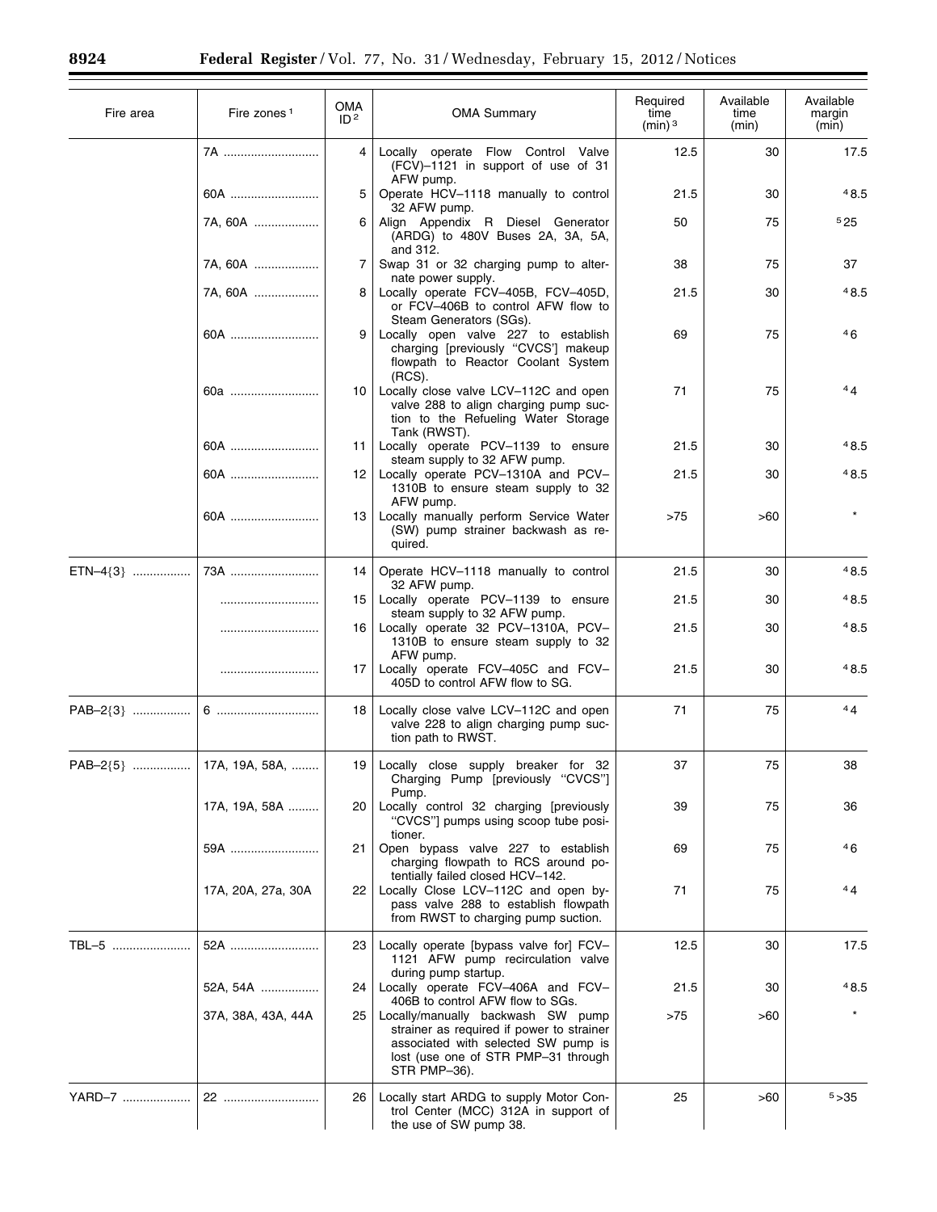| Fire area | Fire zones [1] | OMA ID [2] | OMA Summary | Required time (min) [3] | Available time (min) | Available margin (min) |
|---|---|---|---|---|---|---|
| | 7A | 4 | Locally operate Flow Control Valve (FCV)–1121 in support of use of 31 AFW pump. | 12.5 | 30 | 17.5 |
| | 60A | 5 | Operate HCV–1118 manually to control 32 AFW pump. | 21.5 | 30 | [4] 8.5 |
| | 7A, 60A | 6 | Align Appendix R Diesel Generator (ARDG) to 480V Buses 2A, 3A, 5A, and 312. | 50 | 75 | [5] 25 |
| | 7A, 60A | 7 | Swap 31 or 32 charging pump to alternate power supply. | 38 | 75 | 37 |
| | 7A, 60A | 8 | Locally operate FCV–405B, FCV–405D, or FCV–406B to control AFW flow to Steam Generators (SGs). | 21.5 | 30 | [4] 8.5 |
| | 60A | 9 | Locally open valve 227 to establish charging [previously "CVCS'] makeup flowpath to Reactor Coolant System (RCS). | 69 | 75 | [4] 6 |
| | 60a | 10 | Locally close valve LCV–112C and open valve 288 to align charging pump suction to the Refueling Water Storage Tank (RWST). | 71 | 75 | [4] 4 |
| | 60A | 11 | Locally operate PCV–1139 to ensure steam supply to 32 AFW pump. | 21.5 | 30 | [4] 8.5 |
| | 60A | 12 | Locally operate PCV–1310A and PCV–1310B to ensure steam supply to 32 AFW pump. | 21.5 | 30 | [4] 8.5 |
| | 60A | 13 | Locally manually perform Service Water (SW) pump strainer backwash as required. | >75 | >60 | * |
| ETN–4{3} | 73A | 14 | Operate HCV–1118 manually to control 32 AFW pump. | 21.5 | 30 | [4] 8.5 |
| | | 15 | Locally operate PCV–1139 to ensure steam supply to 32 AFW pump. | 21.5 | 30 | [4] 8.5 |
| | | 16 | Locally operate 32 PCV–1310A, PCV–1310B to ensure steam supply to 32 AFW pump. | 21.5 | 30 | [4] 8.5 |
| | | 17 | Locally operate FCV–405C and FCV–405D to control AFW flow to SG. | 21.5 | 30 | [4] 8.5 |
| PAB–2{3} | 6 | 18 | Locally close valve LCV–112C and open valve 228 to align charging pump suction path to RWST. | 71 | 75 | [4] 4 |
| PAB–2{5} | 17A, 19A, 58A, | 19 | Locally close supply breaker for 32 Charging Pump [previously "CVCS"] Pump. | 37 | 75 | 38 |
| | 17A, 19A, 58A | 20 | Locally control 32 charging [previously "CVCS"] pumps using scoop tube positioner. | 39 | 75 | 36 |
| | 59A | 21 | Open bypass valve 227 to establish charging flowpath to RCS around potentially failed closed HCV–142. | 69 | 75 | [4] 6 |
| | 17A, 20A, 27a, 30A | 22 | Locally Close LCV–112C and open bypass valve 288 to establish flowpath from RWST to charging pump suction. | 71 | 75 | [4] 4 |
| TBL–5 | 52A | 23 | Locally operate [bypass valve for] FCV–1121 AFW pump recirculation valve during pump startup. | 12.5 | 30 | 17.5 |
| | 52A, 54A | 24 | Locally operate FCV–406A and FCV–406B to control AFW flow to SGs. | 21.5 | 30 | [4] 8.5 |
| | 37A, 38A, 43A, 44A | 25 | Locally/manually backwash SW pump strainer as required if power to strainer associated with selected SW pump is lost (use one of STR PMP–31 through STR PMP–36). | >75 | >60 | * |
| YARD–7 | 22 | 26 | Locally start ARDG to supply Motor Control Center (MCC) 312A in support of the use of SW pump 38. | 25 | >60 | [5] >35 |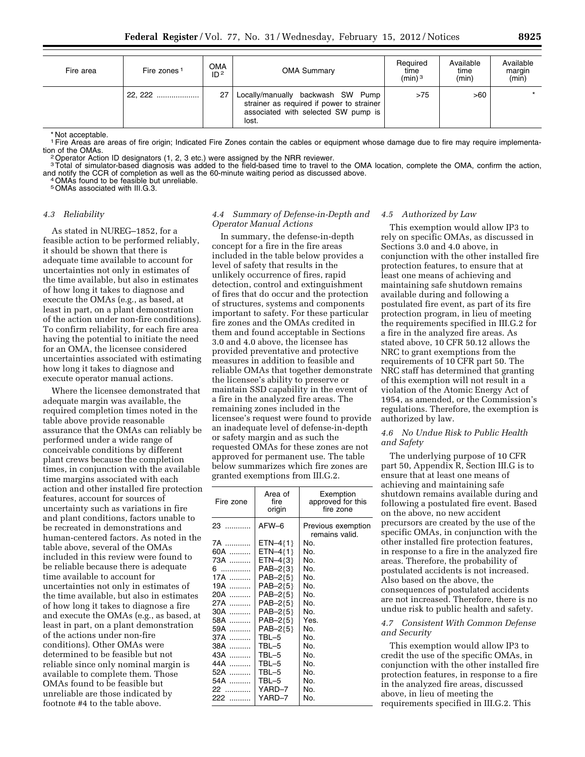| Fire area | Fire zones [1] | OMA ID [2] | OMA Summary | Required time (min) [3] | Available time (min) | Available margin (min) |
|---|---|---|---|---|---|---|
| | 22, 222 | 27 | Locally/manually backwash SW Pump strainer as required if power to strainer associated with selected SW pump is lost. | >75 | >60 | * |

* Not acceptable.

[1] Fire Areas are areas of fire origin; Indicated Fire Zones contain the cables or equipment whose damage due to fire may require implementation of the OMAs.

[2] Operator Action ID designators (1, 2, 3 etc.) were assigned by the NRR reviewer.

[3] Total of simulator-based diagnosis was added to the field-based time to travel to the OMA location, complete the OMA, confirm the action, and notify the CCR of completion as well as the 60-minute waiting period as discussed above.

[4] OMAs found to be feasible but unreliable.

[5] OMAs associated with III.G.3.

### 4.3 Reliability

As stated in NUREG–1852, for a feasible action to be performed reliably, it should be shown that there is adequate time available to account for uncertainties not only in estimates of the time available, but also in estimates of how long it takes to diagnose and execute the OMAs (e.g., as based, at least in part, on a plant demonstration of the action under non-fire conditions). To confirm reliability, for each fire area having the potential to initiate the need for an OMA, the licensee considered uncertainties associated with estimating how long it takes to diagnose and execute operator manual actions.

Where the licensee demonstrated that adequate margin was available, the required completion times noted in the table above provide reasonable assurance that the OMAs can reliably be performed under a wide range of conceivable conditions by different plant crews because the completion times, in conjunction with the available time margins associated with each action and other installed fire protection features, account for sources of uncertainty such as variations in fire and plant conditions, factors unable to be recreated in demonstrations and human-centered factors. As noted in the table above, several of the OMAs included in this review were found to be reliable because there is adequate time available to account for uncertainties not only in estimates of the time available, but also in estimates of how long it takes to diagnose a fire and execute the OMAs (e.g., as based, at least in part, on a plant demonstration of the actions under non-fire conditions). Other OMAs were determined to be feasible but not reliable since only nominal margin is available to complete them. Those OMAs found to be feasible but unreliable are those indicated by footnote #4 to the table above.

### 4.4 Summary of Defense-in-Depth and Operator Manual Actions

In summary, the defense-in-depth concept for a fire in the fire areas included in the table below provides a level of safety that results in the unlikely occurrence of fires, rapid detection, control and extinguishment of fires that do occur and the protection of structures, systems and components important to safety. For these particular fire zones and the OMAs credited in them and found acceptable in Sections 3.0 and 4.0 above, the licensee has provided preventative and protective measures in addition to feasible and reliable OMAs that together demonstrate the licensee's ability to preserve or maintain SSD capability in the event of a fire in the analyzed fire areas. The remaining zones included in the licensee's request were found to provide an inadequate level of defense-in-depth or safety margin and as such the requested OMAs for these zones are not approved for permanent use. The table below summarizes which fire zones are granted exemptions from III.G.2.

| Fire zone | Area of fire origin | Exemption approved for this fire zone |
|---|---|---|
| 23 | AFW–6 | Previous exemption remains valid. |
| 7A | ETN–4{1} | No. |
| 60A | ETN–4{1} | No. |
| 73A | ETN–4{3} | No. |
| 6 | PAB–2{3} | No. |
| 17A | PAB–2{5} | No. |
| 19A | PAB–2{5} | No. |
| 20A | PAB–2{5} | No. |
| 27A | PAB–2{5} | No. |
| 30A | PAB–2{5} | No. |
| 58A | PAB–2{5} | Yes. |
| 59A | PAB–2{5} | No. |
| 37A | TBL–5 | No. |
| 38A | TBL–5 | No. |
| 43A | TBL–5 | No. |
| 44A | TBL–5 | No. |
| 52A | TBL–5 | No. |
| 54A | TBL–5 | No. |
| 22 | YARD–7 | No. |
| 222 | YARD–7 | No. |

### 4.5 Authorized by Law

This exemption would allow IP3 to rely on specific OMAs, as discussed in Sections 3.0 and 4.0 above, in conjunction with the other installed fire protection features, to ensure that at least one means of achieving and maintaining safe shutdown remains available during and following a postulated fire event, as part of its fire protection program, in lieu of meeting the requirements specified in III.G.2 for a fire in the analyzed fire areas. As stated above, 10 CFR 50.12 allows the NRC to grant exemptions from the requirements of 10 CFR part 50. The NRC staff has determined that granting of this exemption will not result in a violation of the Atomic Energy Act of 1954, as amended, or the Commission's regulations. Therefore, the exemption is authorized by law.

### 4.6 No Undue Risk to Public Health and Safety

The underlying purpose of 10 CFR part 50, Appendix R, Section III.G is to ensure that at least one means of achieving and maintaining safe shutdown remains available during and following a postulated fire event. Based on the above, no new accident precursors are created by the use of the specific OMAs, in conjunction with the other installed fire protection features, in response to a fire in the analyzed fire areas. Therefore, the probability of postulated accidents is not increased. Also based on the above, the consequences of postulated accidents are not increased. Therefore, there is no undue risk to public health and safety.

### 4.7 Consistent With Common Defense and Security

This exemption would allow IP3 to credit the use of the specific OMAs, in conjunction with the other installed fire protection features, in response to a fire in the analyzed fire areas, discussed above, in lieu of meeting the requirements specified in III.G.2. This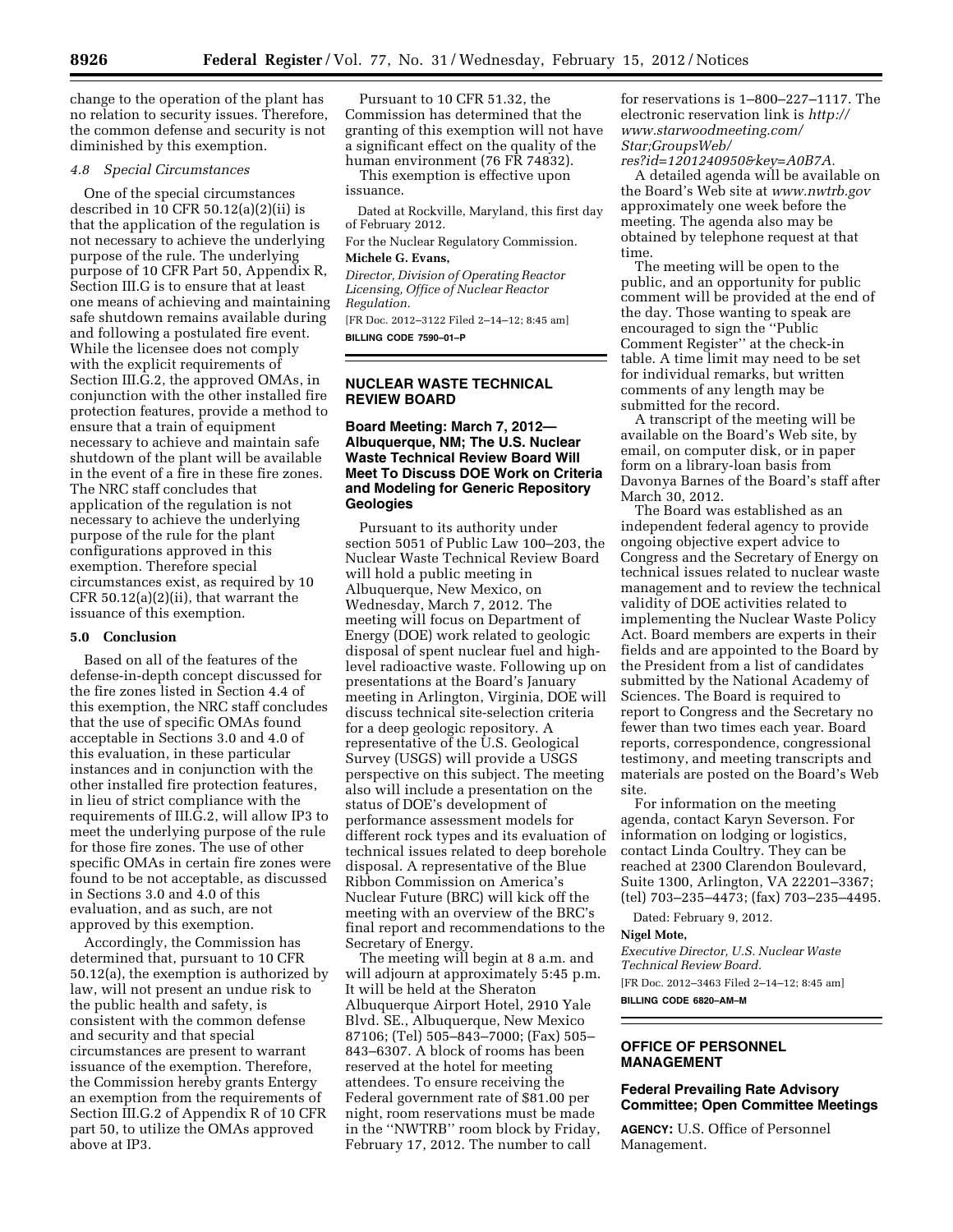change to the operation of the plant has no relation to security issues. Therefore, the common defense and security is not diminished by this exemption.

*4.8 Special Circumstances*

One of the special circumstances described in 10 CFR 50.12(a)(2)(ii) is that the application of the regulation is not necessary to achieve the underlying purpose of the rule. The underlying purpose of 10 CFR Part 50, Appendix R, Section III.G is to ensure that at least one means of achieving and maintaining safe shutdown remains available during and following a postulated fire event. While the licensee does not comply with the explicit requirements of Section III.G.2, the approved OMAs, in conjunction with the other installed fire protection features, provide a method to ensure that a train of equipment necessary to achieve and maintain safe shutdown of the plant will be available in the event of a fire in these fire zones. The NRC staff concludes that application of the regulation is not necessary to achieve the underlying purpose of the rule for the plant configurations approved in this exemption. Therefore special circumstances exist, as required by 10 CFR 50.12(a)(2)(ii), that warrant the issuance of this exemption.

**5.0 Conclusion**

Based on all of the features of the defense-in-depth concept discussed for the fire zones listed in Section 4.4 of this exemption, the NRC staff concludes that the use of specific OMAs found acceptable in Sections 3.0 and 4.0 of this evaluation, in these particular instances and in conjunction with the other installed fire protection features, in lieu of strict compliance with the requirements of III.G.2, will allow IP3 to meet the underlying purpose of the rule for those fire zones. The use of other specific OMAs in certain fire zones were found to be not acceptable, as discussed in Sections 3.0 and 4.0 of this evaluation, and as such, are not approved by this exemption.

Accordingly, the Commission has determined that, pursuant to 10 CFR 50.12(a), the exemption is authorized by law, will not present an undue risk to the public health and safety, is consistent with the common defense and security and that special circumstances are present to warrant issuance of the exemption. Therefore, the Commission hereby grants Entergy an exemption from the requirements of Section III.G.2 of Appendix R of 10 CFR part 50, to utilize the OMAs approved above at IP3.

Pursuant to 10 CFR 51.32, the Commission has determined that the granting of this exemption will not have a significant effect on the quality of the human environment (76 FR 74832).

This exemption is effective upon issuance.

Dated at Rockville, Maryland, this first day of February 2012.

For the Nuclear Regulatory Commission.

**Michele G. Evans,**

*Director, Division of Operating Reactor Licensing, Office of Nuclear Reactor Regulation.*

[FR Doc. 2012–3122 Filed 2–14–12; 8:45 am]

**BILLING CODE 7590–01–P**

## NUCLEAR WASTE TECHNICAL REVIEW BOARD

### Board Meeting: March 7, 2012—Albuquerque, NM; The U.S. Nuclear Waste Technical Review Board Will Meet To Discuss DOE Work on Criteria and Modeling for Generic Repository Geologies

Pursuant to its authority under section 5051 of Public Law 100–203, the Nuclear Waste Technical Review Board will hold a public meeting in Albuquerque, New Mexico, on Wednesday, March 7, 2012. The meeting will focus on Department of Energy (DOE) work related to geologic disposal of spent nuclear fuel and high-level radioactive waste. Following up on presentations at the Board's January meeting in Arlington, Virginia, DOE will discuss technical site-selection criteria for a deep geologic repository. A representative of the U.S. Geological Survey (USGS) will provide a USGS perspective on this subject. The meeting also will include a presentation on the status of DOE's development of performance assessment models for different rock types and its evaluation of technical issues related to deep borehole disposal. A representative of the Blue Ribbon Commission on America's Nuclear Future (BRC) will kick off the meeting with an overview of the BRC's final report and recommendations to the Secretary of Energy.

The meeting will begin at 8 a.m. and will adjourn at approximately 5:45 p.m. It will be held at the Sheraton Albuquerque Airport Hotel, 2910 Yale Blvd. SE., Albuquerque, New Mexico 87106; (Tel) 505–843–7000; (Fax) 505–843–6307. A block of rooms has been reserved at the hotel for meeting attendees. To ensure receiving the Federal government rate of $81.00 per night, room reservations must be made in the ''NWTRB'' room block by Friday, February 17, 2012. The number to call for reservations is 1–800–227–1117. The electronic reservation link is *http://www.starwoodmeeting.com/Star;GroupsWeb/res?id=1201240950&key=A0B7A.*

A detailed agenda will be available on the Board's Web site at *www.nwtrb.gov* approximately one week before the meeting. The agenda also may be obtained by telephone request at that time.

The meeting will be open to the public, and an opportunity for public comment will be provided at the end of the day. Those wanting to speak are encouraged to sign the ''Public Comment Register'' at the check-in table. A time limit may need to be set for individual remarks, but written comments of any length may be submitted for the record.

A transcript of the meeting will be available on the Board's Web site, by email, on computer disk, or in paper form on a library-loan basis from Davonya Barnes of the Board's staff after March 30, 2012.

The Board was established as an independent federal agency to provide ongoing objective expert advice to Congress and the Secretary of Energy on technical issues related to nuclear waste management and to review the technical validity of DOE activities related to implementing the Nuclear Waste Policy Act. Board members are experts in their fields and are appointed to the Board by the President from a list of candidates submitted by the National Academy of Sciences. The Board is required to report to Congress and the Secretary no fewer than two times each year. Board reports, correspondence, congressional testimony, and meeting transcripts and materials are posted on the Board's Web site.

For information on the meeting agenda, contact Karyn Severson. For information on lodging or logistics, contact Linda Coultry. They can be reached at 2300 Clarendon Boulevard, Suite 1300, Arlington, VA 22201–3367; (tel) 703–235–4473; (fax) 703–235–4495.

Dated: February 9, 2012.

**Nigel Mote,**

*Executive Director, U.S. Nuclear Waste Technical Review Board.*

[FR Doc. 2012–3463 Filed 2–14–12; 8:45 am]

**BILLING CODE 6820–AM–M**

## OFFICE OF PERSONNEL MANAGEMENT

### Federal Prevailing Rate Advisory Committee; Open Committee Meetings

**AGENCY:** U.S. Office of Personnel Management.